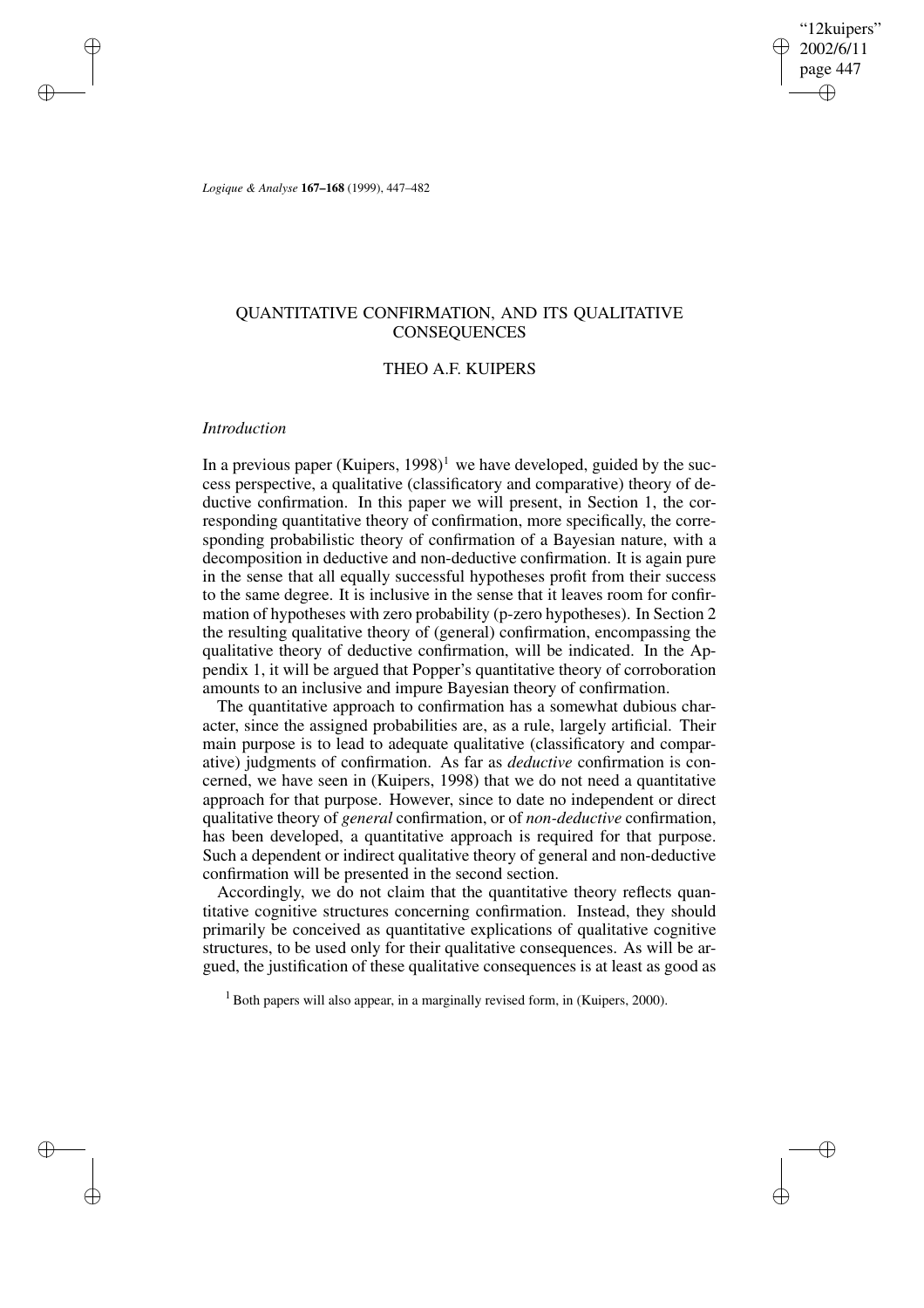# QUANTITATIVE CONFIRMATION, AND ITS QUALITATIVE CONSEQUENCES

## THEO A.F. KUIPERS

### *Introduction*

In a previous paper (Kuipers, 1998)[1] we have developed, guided by the success perspective, a qualitative (classificatory and comparative) theory of deductive confirmation. In this paper we will present, in Section 1, the corresponding quantitative theory of confirmation, more specifically, the corresponding probabilistic theory of confirmation of a Bayesian nature, with a decomposition in deductive and non-deductive confirmation. It is again pure in the sense that all equally successful hypotheses profit from their success to the same degree. It is inclusive in the sense that it leaves room for confirmation of hypotheses with zero probability (p-zero hypotheses). In Section 2 the resulting qualitative theory of (general) confirmation, encompassing the qualitative theory of deductive confirmation, will be indicated. In the Appendix 1, it will be argued that Popper's quantitative theory of corroboration amounts to an inclusive and impure Bayesian theory of confirmation.

The quantitative approach to confirmation has a somewhat dubious character, since the assigned probabilities are, as a rule, largely artificial. Their main purpose is to lead to adequate qualitative (classificatory and comparative) judgments of confirmation. As far as *deductive* confirmation is concerned, we have seen in (Kuipers, 1998) that we do not need a quantitative approach for that purpose. However, since to date no independent or direct qualitative theory of *general* confirmation, or of *non-deductive* confirmation, has been developed, a quantitative approach is required for that purpose. Such a dependent or indirect qualitative theory of general and non-deductive confirmation will be presented in the second section.

Accordingly, we do not claim that the quantitative theory reflects quantitative cognitive structures concerning confirmation. Instead, they should primarily be conceived as quantitative explications of qualitative cognitive structures, to be used only for their qualitative consequences. As will be argued, the justification of these qualitative consequences is at least as good as

[1] Both papers will also appear, in a marginally revised form, in (Kuipers, 2000).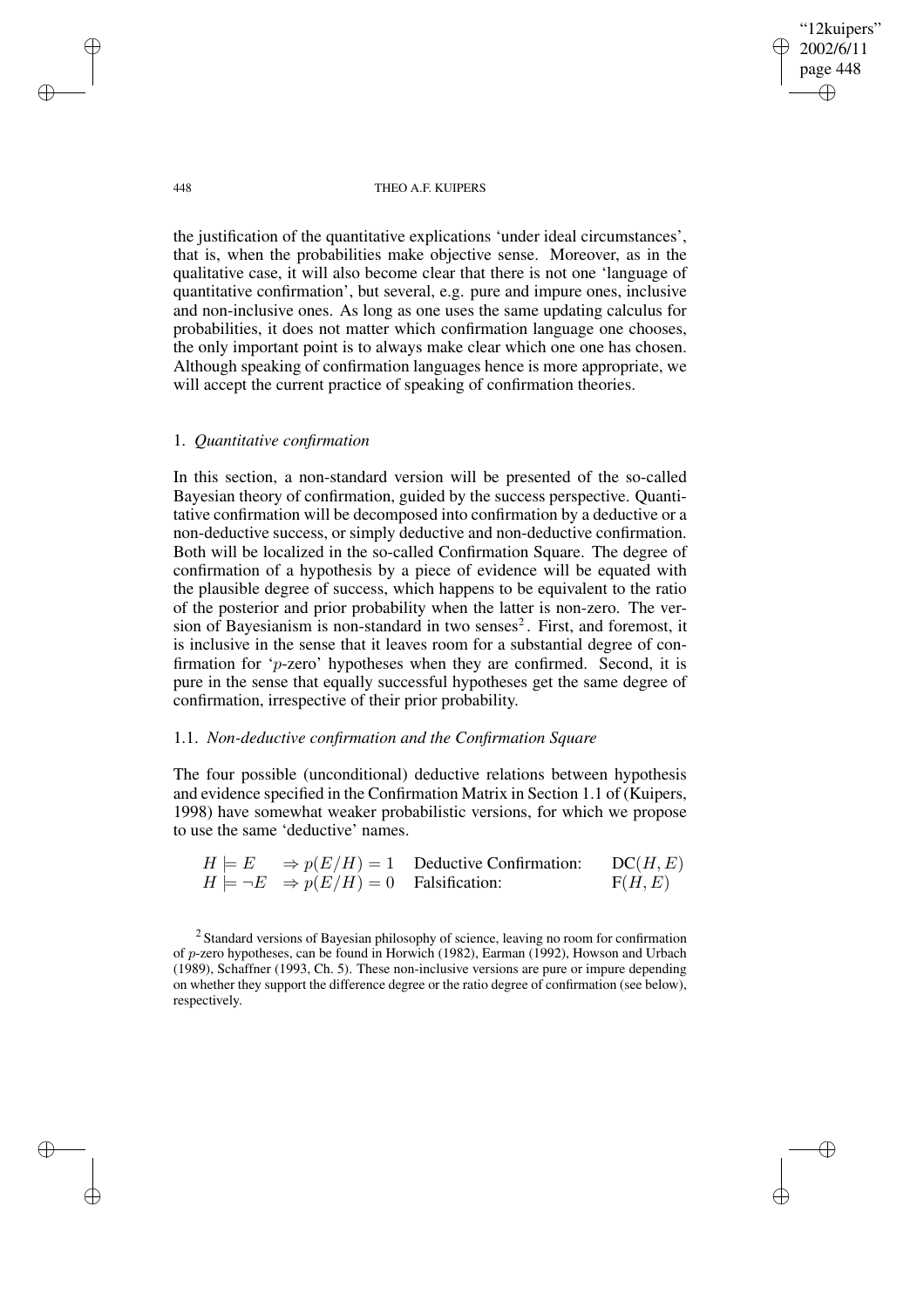the justification of the quantitative explications 'under ideal circumstances', that is, when the probabilities make objective sense. Moreover, as in the qualitative case, it will also become clear that there is not one 'language of quantitative confirmation', but several, e.g. pure and impure ones, inclusive and non-inclusive ones. As long as one uses the same updating calculus for probabilities, it does not matter which confirmation language one chooses, the only important point is to always make clear which one one has chosen. Although speaking of confirmation languages hence is more appropriate, we will accept the current practice of speaking of confirmation theories.

## 1. *Quantitative confirmation*

In this section, a non-standard version will be presented of the so-called Bayesian theory of confirmation, guided by the success perspective. Quantitative confirmation will be decomposed into confirmation by a deductive or a non-deductive success, or simply deductive and non-deductive confirmation. Both will be localized in the so-called Confirmation Square. The degree of confirmation of a hypothesis by a piece of evidence will be equated with the plausible degree of success, which happens to be equivalent to the ratio of the posterior and prior probability when the latter is non-zero. The version of Bayesianism is non-standard in two senses[2]. First, and foremost, it is inclusive in the sense that it leaves room for a substantial degree of confirmation for '$p$-zero' hypotheses when they are confirmed. Second, it is pure in the sense that equally successful hypotheses get the same degree of confirmation, irrespective of their prior probability.

### 1.1. *Non-deductive confirmation and the Confirmation Square*

The four possible (unconditional) deductive relations between hypothesis and evidence specified in the Confirmation Matrix in Section 1.1 of (Kuipers, 1998) have somewhat weaker probabilistic versions, for which we propose to use the same 'deductive' names.

| | | | |
|---|---|---|---|
| $H \models E$ | $\Rightarrow p(E/H) = 1$ | Deductive Confirmation: | $\mathrm{DC}(H, E)$ |
| $H \models \neg E$ | $\Rightarrow p(E/H) = 0$ | Falsification: | $\mathrm{F}(H, E)$ |

[2] Standard versions of Bayesian philosophy of science, leaving no room for confirmation of $p$-zero hypotheses, can be found in Horwich (1982), Earman (1992), Howson and Urbach (1989), Schaffner (1993, Ch. 5). These non-inclusive versions are pure or impure depending on whether they support the difference degree or the ratio degree of confirmation (see below), respectively.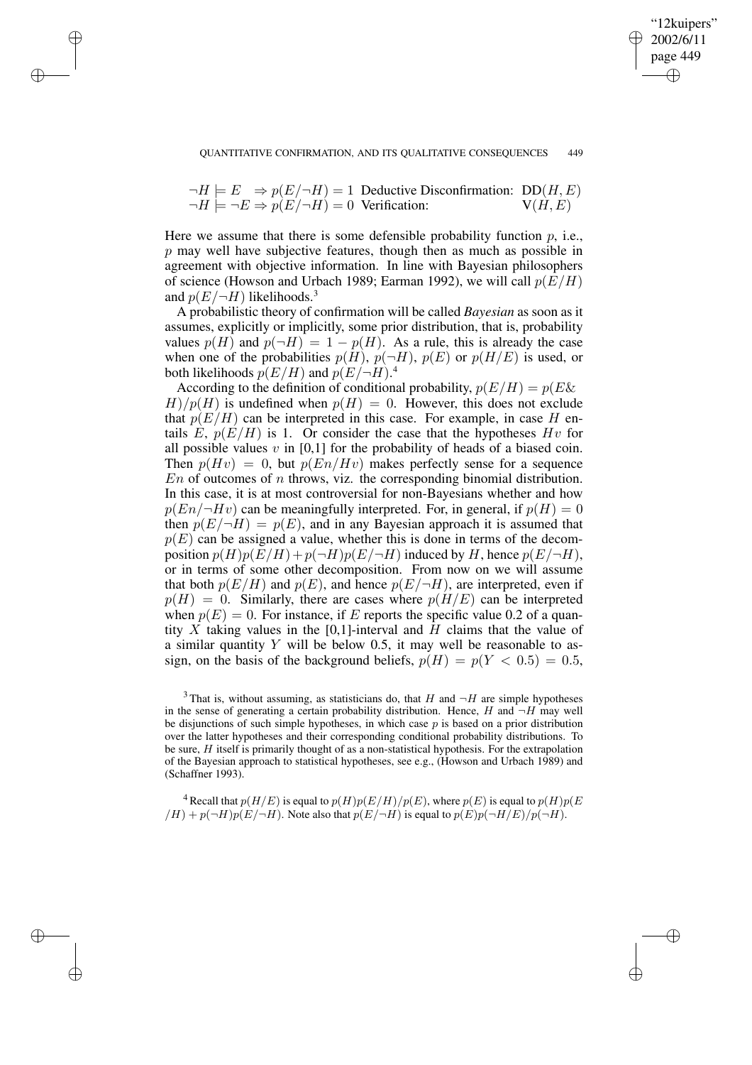$\neg H \models E \quad \Rightarrow p(E/\neg H) = 1$ Deductive Disconfirmation: $\mathrm{DD}(H, E)$
$\neg H \models \neg E \Rightarrow p(E/\neg H) = 0$ Verification: $\mathrm{V}(H, E)$

Here we assume that there is some defensible probability function $p$, i.e., $p$ may well have subjective features, though then as much as possible in agreement with objective information. In line with Bayesian philosophers of science (Howson and Urbach 1989; Earman 1992), we will call $p(E/H)$ and $p(E/\neg H)$ likelihoods.[3]

A probabilistic theory of confirmation will be called *Bayesian* as soon as it assumes, explicitly or implicitly, some prior distribution, that is, probability values $p(H)$ and $p(\neg H) = 1 - p(H)$. As a rule, this is already the case when one of the probabilities $p(H)$, $p(\neg H)$, $p(E)$ or $p(H/E)$ is used, or both likelihoods $p(E/H)$ and $p(E/\neg H)$.[4]

According to the definition of conditional probability, $p(E/H) = p(E\& H)/p(H)$ is undefined when $p(H) = 0$. However, this does not exclude that $p(E/H)$ can be interpreted in this case. For example, in case $H$ entails $E$, $p(E/H)$ is 1. Or consider the case that the hypotheses $Hv$ for all possible values $v$ in [0,1] for the probability of heads of a biased coin. Then $p(Hv) = 0$, but $p(En/Hv)$ makes perfectly sense for a sequence $En$ of outcomes of $n$ throws, viz. the corresponding binomial distribution. In this case, it is at most controversial for non-Bayesians whether and how $p(En/\neg Hv)$ can be meaningfully interpreted. For, in general, if $p(H) = 0$ then $p(E/\neg H) = p(E)$, and in any Bayesian approach it is assumed that $p(E)$ can be assigned a value, whether this is done in terms of the decomposition $p(H)p(E/H) + p(\neg H)p(E/\neg H)$ induced by $H$, hence $p(E/\neg H)$, or in terms of some other decomposition. From now on we will assume that both $p(E/H)$ and $p(E)$, and hence $p(E/\neg H)$, are interpreted, even if $p(H) = 0$. Similarly, there are cases where $p(H/E)$ can be interpreted when $p(E) = 0$. For instance, if $E$ reports the specific value 0.2 of a quantity $X$ taking values in the [0,1]-interval and $H$ claims that the value of a similar quantity $Y$ will be below 0.5, it may well be reasonable to assign, on the basis of the background beliefs, $p(H) = p(Y < 0.5) = 0.5$,

[3] That is, without assuming, as statisticians do, that $H$ and $\neg H$ are simple hypotheses in the sense of generating a certain probability distribution. Hence, $H$ and $\neg H$ may well be disjunctions of such simple hypotheses, in which case $p$ is based on a prior distribution over the latter hypotheses and their corresponding conditional probability distributions. To be sure, $H$ itself is primarily thought of as a non-statistical hypothesis. For the extrapolation of the Bayesian approach to statistical hypotheses, see e.g., (Howson and Urbach 1989) and (Schaffner 1993).

[4] Recall that $p(H/E)$ is equal to $p(H)p(E/H)/p(E)$, where $p(E)$ is equal to $p(H)p(E/H) + p(\neg H)p(E/\neg H)$. Note also that $p(E/\neg H)$ is equal to $p(E)p(\neg H/E)/p(\neg H)$.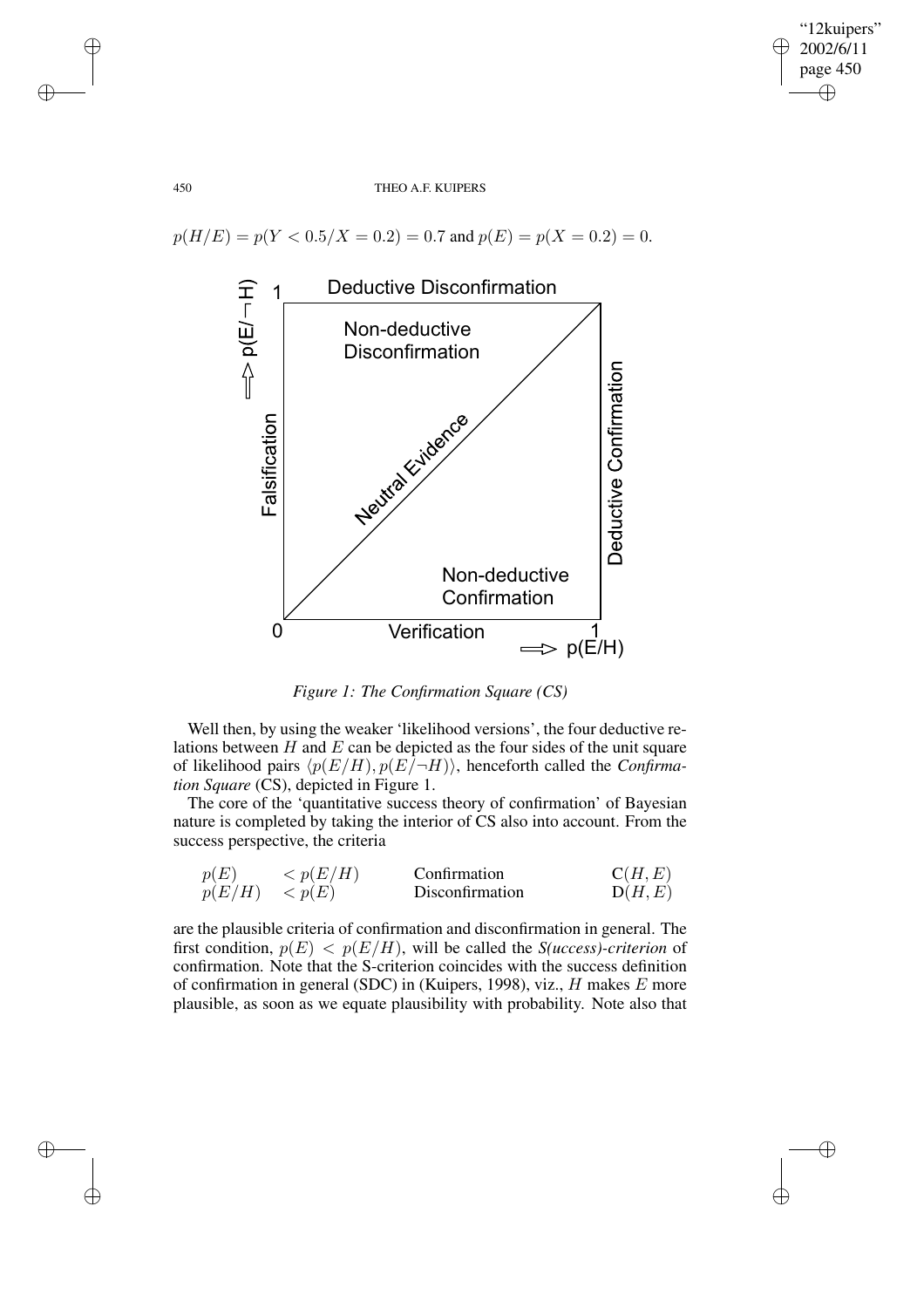$p(H/E) = p(Y < 0.5/X = 0.2) = 0.7$ and $p(E) = p(X = 0.2) = 0$.

*Figure 1: The Confirmation Square (CS)*

Well then, by using the weaker 'likelihood versions', the four deductive relations between $H$ and $E$ can be depicted as the four sides of the unit square of likelihood pairs $\langle p(E/H), p(E/\neg H)\rangle$, henceforth called the *Confirmation Square* (CS), depicted in Figure 1.

The core of the 'quantitative success theory of confirmation' of Bayesian nature is completed by taking the interior of CS also into account. From the success perspective, the criteria

| | | | |
|---|---|---|---|
| $p(E)$ | $< p(E/H)$ | Confirmation | $\mathrm{C}(H, E)$ |
| $p(E/H)$ | $< p(E)$ | Disconfirmation | $\mathrm{D}(H, E)$ |

are the plausible criteria of confirmation and disconfirmation in general. The first condition, $p(E) < p(E/H)$, will be called the *S(uccess)-criterion* of confirmation. Note that the S-criterion coincides with the success definition of confirmation in general (SDC) in (Kuipers, 1998), viz., $H$ makes $E$ more plausible, as soon as we equate plausibility with probability. Note also that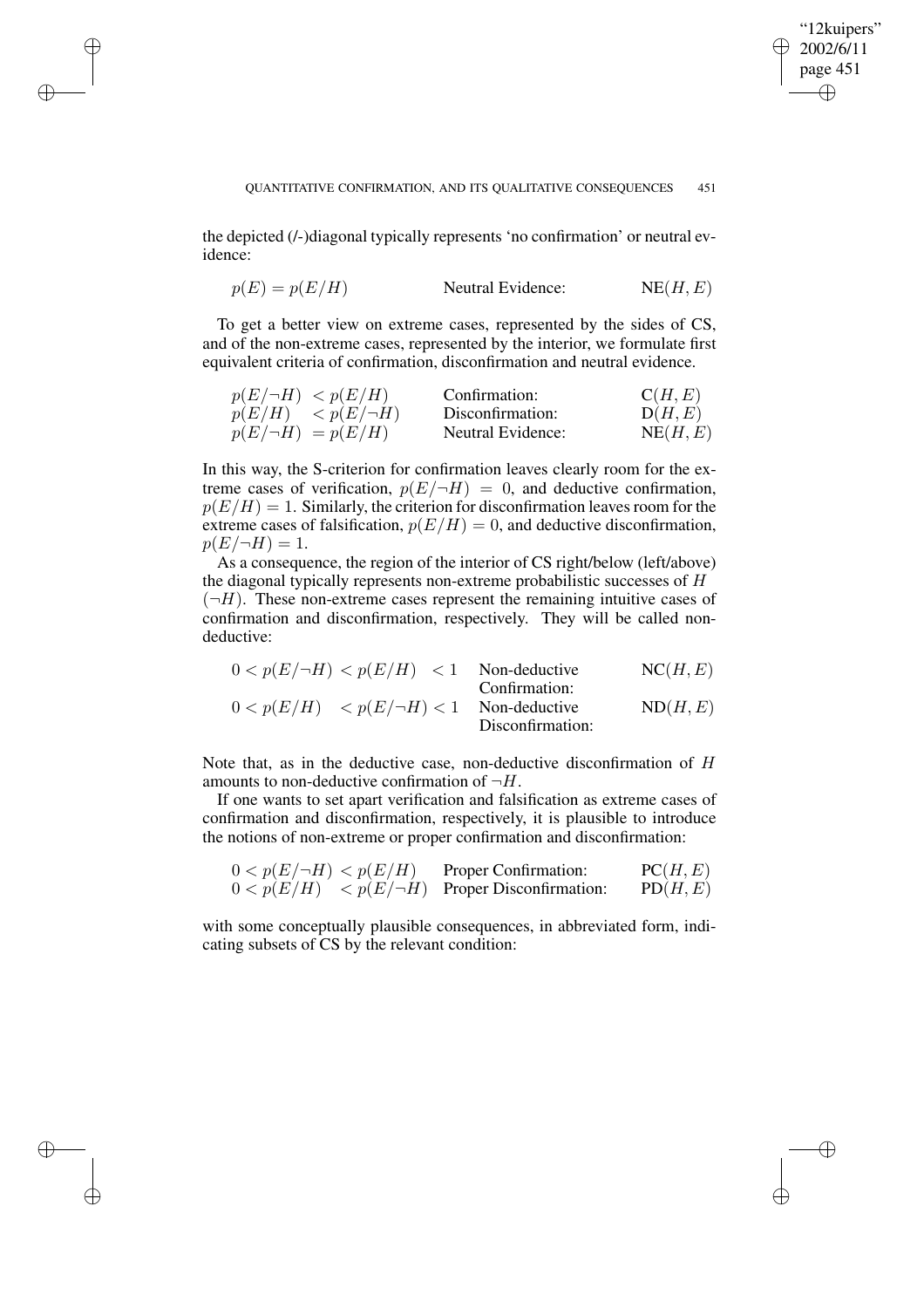the depicted (/-)diagonal typically represents 'no confirmation' or neutral evidence:

| | | |
|---|---|---|
| $p(E) = p(E/H)$ | Neutral Evidence: | $\mathrm{NE}(H, E)$ |

To get a better view on extreme cases, represented by the sides of CS, and of the non-extreme cases, represented by the interior, we formulate first equivalent criteria of confirmation, disconfirmation and neutral evidence.

| | | |
|---|---|---|
| $p(E/\neg H) < p(E/H)$ | Confirmation: | $\mathrm{C}(H, E)$ |
| $p(E/H) < p(E/\neg H)$ | Disconfirmation: | $\mathrm{D}(H, E)$ |
| $p(E/\neg H) = p(E/H)$ | Neutral Evidence: | $\mathrm{NE}(H, E)$ |

In this way, the S-criterion for confirmation leaves clearly room for the extreme cases of verification, $p(E/\neg H) = 0$, and deductive confirmation, $p(E/H) = 1$. Similarly, the criterion for disconfirmation leaves room for the extreme cases of falsification, $p(E/H) = 0$, and deductive disconfirmation, $p(E/\neg H) = 1$.

As a consequence, the region of the interior of CS right/below (left/above) the diagonal typically represents non-extreme probabilistic successes of $H$ ($\neg H$). These non-extreme cases represent the remaining intuitive cases of confirmation and disconfirmation, respectively. They will be called non-deductive:

| | | |
|---|---|---|
| $0 < p(E/\neg H) < p(E/H) < 1$ | Non-deductive Confirmation: | $\mathrm{NC}(H, E)$ |
| $0 < p(E/H) < p(E/\neg H) < 1$ | Non-deductive Disconfirmation: | $\mathrm{ND}(H, E)$ |

Note that, as in the deductive case, non-deductive disconfirmation of $H$ amounts to non-deductive confirmation of $\neg H$.

If one wants to set apart verification and falsification as extreme cases of confirmation and disconfirmation, respectively, it is plausible to introduce the notions of non-extreme or proper confirmation and disconfirmation:

| | | |
|---|---|---|
| $0 < p(E/\neg H) < p(E/H)$ | Proper Confirmation: | $\mathrm{PC}(H, E)$ |
| $0 < p(E/H) < p(E/\neg H)$ | Proper Disconfirmation: | $\mathrm{PD}(H, E)$ |

with some conceptually plausible consequences, in abbreviated form, indicating subsets of CS by the relevant condition: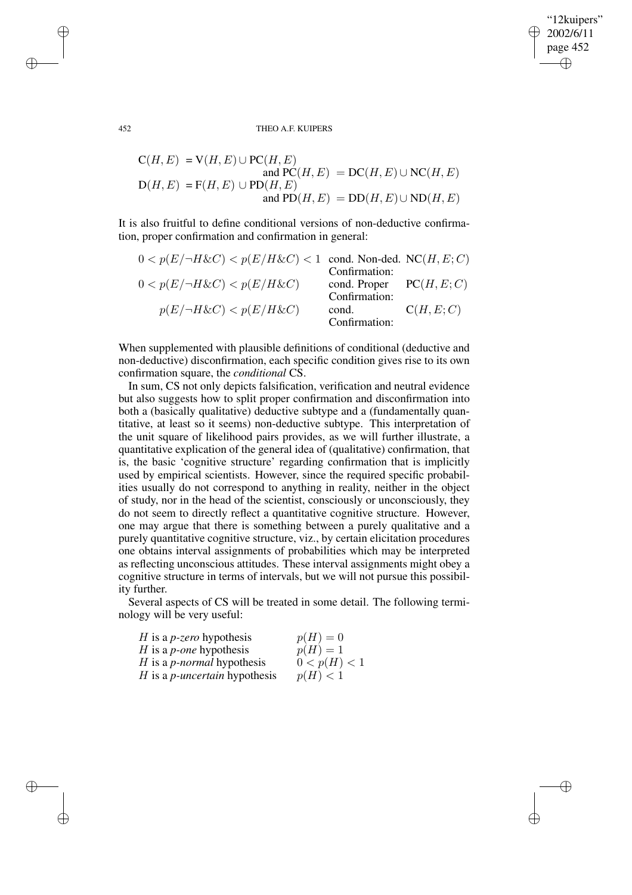$$\begin{aligned}
\mathrm{C}(H,E) &= \mathrm{V}(H,E) \cup \mathrm{PC}(H,E) \\
&\qquad \text{and } \mathrm{PC}(H,E) = \mathrm{DC}(H,E) \cup \mathrm{NC}(H,E) \\
\mathrm{D}(H,E) &= \mathrm{F}(H,E) \cup \mathrm{PD}(H,E) \\
&\qquad \text{and } \mathrm{PD}(H,E) = \mathrm{DD}(H,E) \cup \mathrm{ND}(H,E)
\end{aligned}$$

It is also fruitful to define conditional versions of non-deductive confirmation, proper confirmation and confirmation in general:

| | | |
|---|---|---|
| $0 < p(E/\neg H\&C) < p(E/H\&C) < 1$ | cond. Non-ded. Confirmation: | $\mathrm{NC}(H,E;C)$ |
| $0 < p(E/\neg H\&C) < p(E/H\&C)$ | cond. Proper Confirmation: | $\mathrm{PC}(H,E;C)$ |
| $p(E/\neg H\&C) < p(E/H\&C)$ | cond. Confirmation: | $\mathrm{C}(H,E;C)$ |

When supplemented with plausible definitions of conditional (deductive and non-deductive) disconfirmation, each specific condition gives rise to its own confirmation square, the *conditional* CS.

In sum, CS not only depicts falsification, verification and neutral evidence but also suggests how to split proper confirmation and disconfirmation into both a (basically qualitative) deductive subtype and a (fundamentally quantitative, at least so it seems) non-deductive subtype. This interpretation of the unit square of likelihood pairs provides, as we will further illustrate, a quantitative explication of the general idea of (qualitative) confirmation, that is, the basic 'cognitive structure' regarding confirmation that is implicitly used by empirical scientists. However, since the required specific probabilities usually do not correspond to anything in reality, neither in the object of study, nor in the head of the scientist, consciously or unconsciously, they do not seem to directly reflect a quantitative cognitive structure. However, one may argue that there is something between a purely qualitative and a purely quantitative cognitive structure, viz., by certain elicitation procedures one obtains interval assignments of probabilities which may be interpreted as reflecting unconscious attitudes. These interval assignments might obey a cognitive structure in terms of intervals, but we will not pursue this possibility further.

Several aspects of CS will be treated in some detail. The following terminology will be very useful:

| | |
|---|---|
| $H$ is a *p-zero* hypothesis | $p(H) = 0$ |
| $H$ is a *p-one* hypothesis | $p(H) = 1$ |
| $H$ is a *p-normal* hypothesis | $0 < p(H) < 1$ |
| $H$ is a *p-uncertain* hypothesis | $p(H) < 1$ |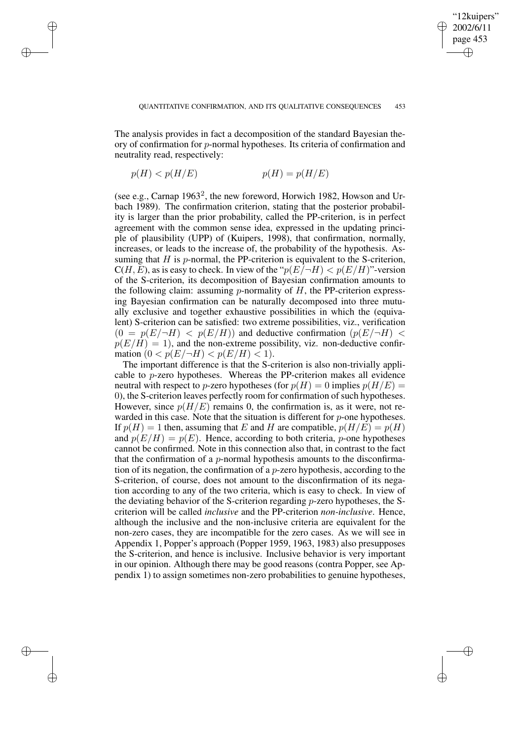The analysis provides in fact a decomposition of the standard Bayesian theory of confirmation for $p$-normal hypotheses. Its criteria of confirmation and neutrality read, respectively:

$$p(H) < p(H/E) \qquad\qquad p(H) = p(H/E)$$

(see e.g., Carnap 1963[2], the new foreword, Horwich 1982, Howson and Urbach 1989). The confirmation criterion, stating that the posterior probability is larger than the prior probability, called the PP-criterion, is in perfect agreement with the common sense idea, expressed in the updating principle of plausibility (UPP) of (Kuipers, 1998), that confirmation, normally, increases, or leads to the increase of, the probability of the hypothesis. Assuming that $H$ is $p$-normal, the PP-criterion is equivalent to the S-criterion, $C(H, E)$, as is easy to check. In view of the "$p(E/\neg H) < p(E/H)$"-version of the S-criterion, its decomposition of Bayesian confirmation amounts to the following claim: assuming $p$-normality of $H$, the PP-criterion expressing Bayesian confirmation can be naturally decomposed into three mutually exclusive and together exhaustive possibilities in which the (equivalent) S-criterion can be satisfied: two extreme possibilities, viz., verification $(0 = p(E/\neg H) < p(E/H))$ and deductive confirmation $(p(E/\neg H) < p(E/H) = 1)$, and the non-extreme possibility, viz. non-deductive confirmation $(0 < p(E/\neg H) < p(E/H) < 1)$.

The important difference is that the S-criterion is also non-trivially applicable to $p$-zero hypotheses. Whereas the PP-criterion makes all evidence neutral with respect to $p$-zero hypotheses (for $p(H) = 0$ implies $p(H/E) = 0$), the S-criterion leaves perfectly room for confirmation of such hypotheses. However, since $p(H/E)$ remains 0, the confirmation is, as it were, not rewarded in this case. Note that the situation is different for $p$-one hypotheses. If $p(H) = 1$ then, assuming that $E$ and $H$ are compatible, $p(H/E) = p(H)$ and $p(E/H) = p(E)$. Hence, according to both criteria, $p$-one hypotheses cannot be confirmed. Note in this connection also that, in contrast to the fact that the confirmation of a $p$-normal hypothesis amounts to the disconfirmation of its negation, the confirmation of a $p$-zero hypothesis, according to the S-criterion, of course, does not amount to the disconfirmation of its negation according to any of the two criteria, which is easy to check. In view of the deviating behavior of the S-criterion regarding $p$-zero hypotheses, the S-criterion will be called *inclusive* and the PP-criterion *non-inclusive*. Hence, although the inclusive and the non-inclusive criteria are equivalent for the non-zero cases, they are incompatible for the zero cases. As we will see in Appendix 1, Popper's approach (Popper 1959, 1963, 1983) also presupposes the S-criterion, and hence is inclusive. Inclusive behavior is very important in our opinion. Although there may be good reasons (contra Popper, see Appendix 1) to assign sometimes non-zero probabilities to genuine hypotheses,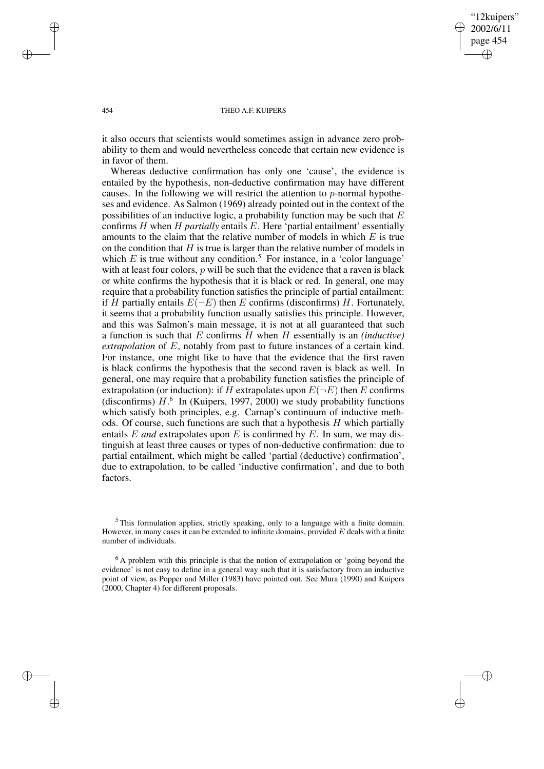it also occurs that scientists would sometimes assign in advance zero probability to them and would nevertheless concede that certain new evidence is in favor of them.

Whereas deductive confirmation has only one 'cause', the evidence is entailed by the hypothesis, non-deductive confirmation may have different causes. In the following we will restrict the attention to $p$-normal hypotheses and evidence. As Salmon (1969) already pointed out in the context of the possibilities of an inductive logic, a probability function may be such that $E$ confirms $H$ when $H$ *partially* entails $E$. Here 'partial entailment' essentially amounts to the claim that the relative number of models in which $E$ is true on the condition that $H$ is true is larger than the relative number of models in which $E$ is true without any condition.[5] For instance, in a 'color language' with at least four colors, $p$ will be such that the evidence that a raven is black or white confirms the hypothesis that it is black or red. In general, one may require that a probability function satisfies the principle of partial entailment: if $H$ partially entails $E(\neg E)$ then $E$ confirms (disconfirms) $H$. Fortunately, it seems that a probability function usually satisfies this principle. However, and this was Salmon's main message, it is not at all guaranteed that such a function is such that $E$ confirms $H$ when $H$ essentially is an *(inductive) extrapolation* of $E$, notably from past to future instances of a certain kind. For instance, one might like to have that the evidence that the first raven is black confirms the hypothesis that the second raven is black as well. In general, one may require that a probability function satisfies the principle of extrapolation (or induction): if $H$ extrapolates upon $E(\neg E)$ then $E$ confirms (disconfirms) $H$.[6] In (Kuipers, 1997, 2000) we study probability functions which satisfy both principles, e.g. Carnap's continuum of inductive methods. Of course, such functions are such that a hypothesis $H$ which partially entails $E$ *and* extrapolates upon $E$ is confirmed by $E$. In sum, we may distinguish at least three causes or types of non-deductive confirmation: due to partial entailment, which might be called 'partial (deductive) confirmation', due to extrapolation, to be called 'inductive confirmation', and due to both factors.

[5] This formulation applies, strictly speaking, only to a language with a finite domain. However, in many cases it can be extended to infinite domains, provided $E$ deals with a finite number of individuals.

[6] A problem with this principle is that the notion of extrapolation or 'going beyond the evidence' is not easy to define in a general way such that it is satisfactory from an inductive point of view, as Popper and Miller (1983) have pointed out. See Mura (1990) and Kuipers (2000, Chapter 4) for different proposals.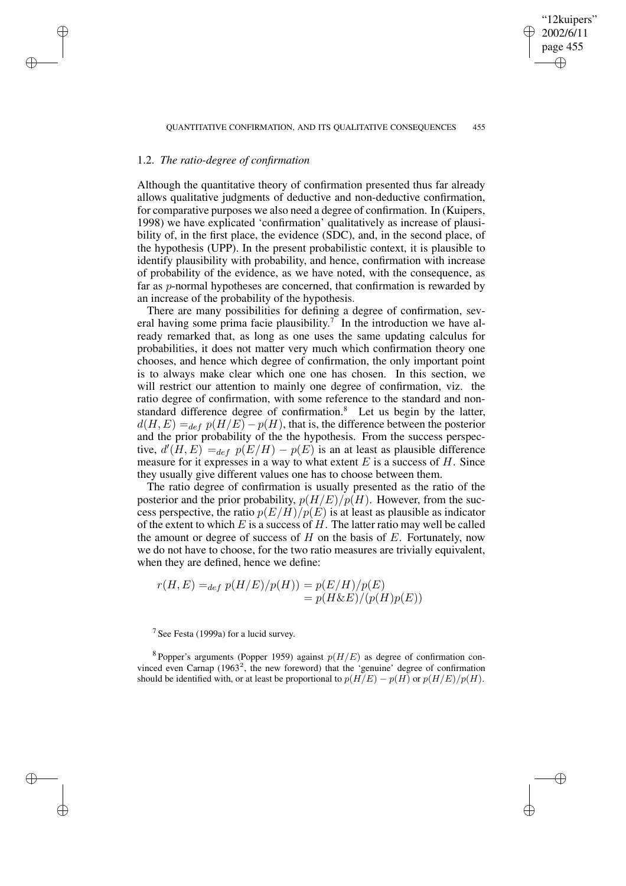### 1.2. *The ratio-degree of confirmation*

Although the quantitative theory of confirmation presented thus far already allows qualitative judgments of deductive and non-deductive confirmation, for comparative purposes we also need a degree of confirmation. In (Kuipers, 1998) we have explicated 'confirmation' qualitatively as increase of plausibility of, in the first place, the evidence (SDC), and, in the second place, of the hypothesis (UPP). In the present probabilistic context, it is plausible to identify plausibility with probability, and hence, confirmation with increase of probability of the evidence, as we have noted, with the consequence, as far as $p$-normal hypotheses are concerned, that confirmation is rewarded by an increase of the probability of the hypothesis.

There are many possibilities for defining a degree of confirmation, several having some prima facie plausibility.[7] In the introduction we have already remarked that, as long as one uses the same updating calculus for probabilities, it does not matter very much which confirmation theory one chooses, and hence which degree of confirmation, the only important point is to always make clear which one one has chosen. In this section, we will restrict our attention to mainly one degree of confirmation, viz. the ratio degree of confirmation, with some reference to the standard and non-standard difference degree of confirmation.[8] Let us begin by the latter, $d(H, E) =_{def} p(H/E) - p(H)$, that is, the difference between the posterior and the prior probability of the the hypothesis. From the success perspective, $d'(H, E) =_{def} p(E/H) - p(E)$ is an at least as plausible difference measure for it expresses in a way to what extent $E$ is a success of $H$. Since they usually give different values one has to choose between them.

The ratio degree of confirmation is usually presented as the ratio of the posterior and the prior probability, $p(H/E)/p(H)$. However, from the success perspective, the ratio $p(E/H)/p(E)$ is at least as plausible as indicator of the extent to which $E$ is a success of $H$. The latter ratio may well be called the amount or degree of success of $H$ on the basis of $E$. Fortunately, now we do not have to choose, for the two ratio measures are trivially equivalent, when they are defined, hence we define:

$$
\begin{aligned}
r(H, E) =_{def} p(H/E)/p(H)) &= p(E/H)/p(E) \\
&= p(H\&E)/(p(H)p(E))
\end{aligned}
$$

[7] See Festa (1999a) for a lucid survey.

[8] Popper's arguments (Popper 1959) against $p(H/E)$ as degree of confirmation convinced even Carnap (1963[2], the new foreword) that the 'genuine' degree of confirmation should be identified with, or at least be proportional to $p(H/E) - p(H)$ or $p(H/E)/p(H)$.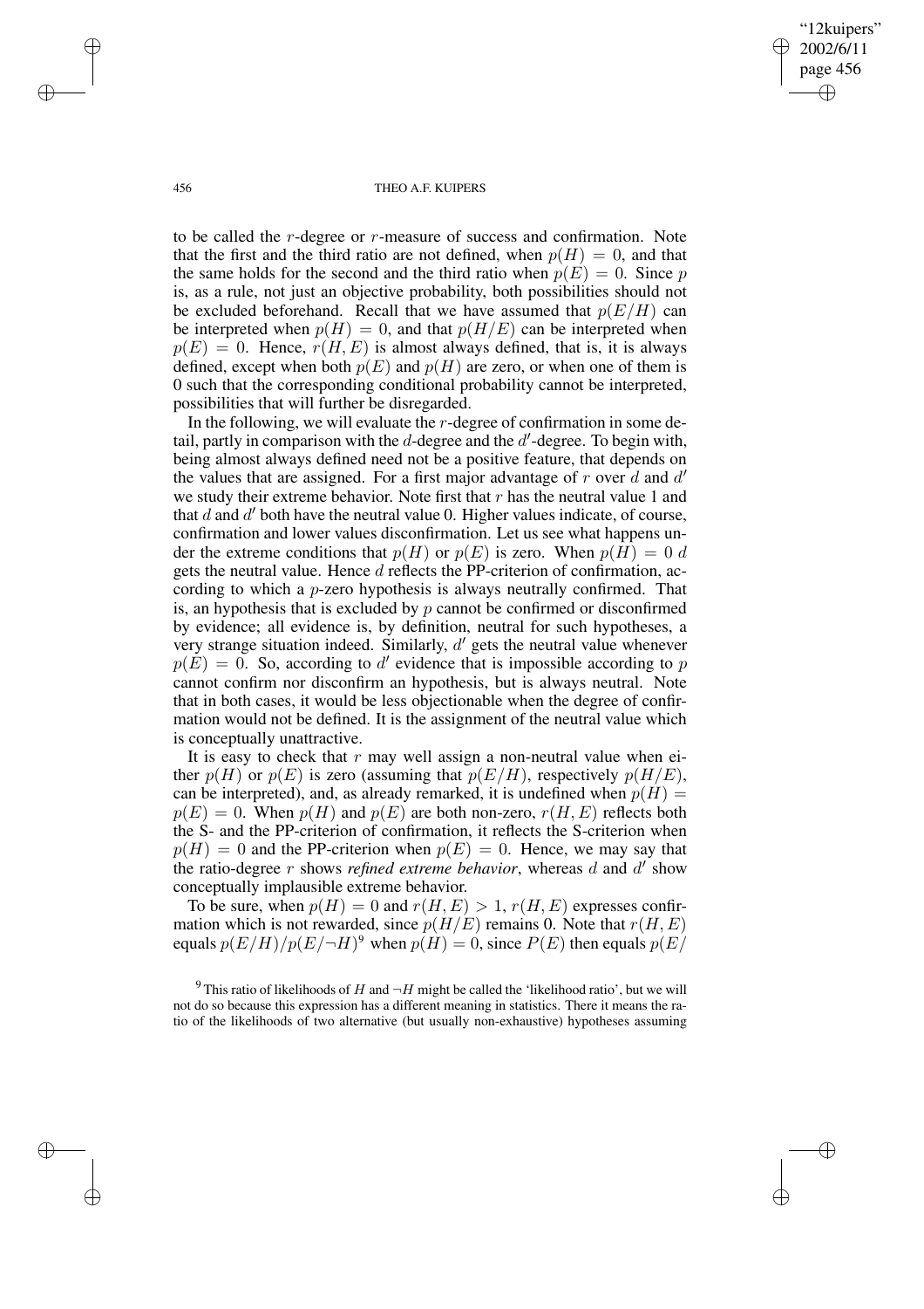to be called the $r$-degree or $r$-measure of success and confirmation. Note that the first and the third ratio are not defined, when $p(H) = 0$, and that the same holds for the second and the third ratio when $p(E) = 0$. Since $p$ is, as a rule, not just an objective probability, both possibilities should not be excluded beforehand. Recall that we have assumed that $p(E/H)$ can be interpreted when $p(H) = 0$, and that $p(H/E)$ can be interpreted when $p(E) = 0$. Hence, $r(H, E)$ is almost always defined, that is, it is always defined, except when both $p(E)$ and $p(H)$ are zero, or when one of them is 0 such that the corresponding conditional probability cannot be interpreted, possibilities that will further be disregarded.

In the following, we will evaluate the $r$-degree of confirmation in some detail, partly in comparison with the $d$-degree and the $d'$-degree. To begin with, being almost always defined need not be a positive feature, that depends on the values that are assigned. For a first major advantage of $r$ over $d$ and $d'$ we study their extreme behavior. Note first that $r$ has the neutral value 1 and that $d$ and $d'$ both have the neutral value 0. Higher values indicate, of course, confirmation and lower values disconfirmation. Let us see what happens under the extreme conditions that $p(H)$ or $p(E)$ is zero. When $p(H) = 0$ $d$ gets the neutral value. Hence $d$ reflects the PP-criterion of confirmation, according to which a $p$-zero hypothesis is always neutrally confirmed. That is, an hypothesis that is excluded by $p$ cannot be confirmed or disconfirmed by evidence; all evidence is, by definition, neutral for such hypotheses, a very strange situation indeed. Similarly, $d'$ gets the neutral value whenever $p(E) = 0$. So, according to $d'$ evidence that is impossible according to $p$ cannot confirm nor disconfirm an hypothesis, but is always neutral. Note that in both cases, it would be less objectionable when the degree of confirmation would not be defined. It is the assignment of the neutral value which is conceptually unattractive.

It is easy to check that $r$ may well assign a non-neutral value when either $p(H)$ or $p(E)$ is zero (assuming that $p(E/H)$, respectively $p(H/E)$, can be interpreted), and, as already remarked, it is undefined when $p(H) = p(E) = 0$. When $p(H)$ and $p(E)$ are both non-zero, $r(H, E)$ reflects both the S- and the PP-criterion of confirmation, it reflects the S-criterion when $p(H) = 0$ and the PP-criterion when $p(E) = 0$. Hence, we may say that the ratio-degree $r$ shows *refined extreme behavior*, whereas $d$ and $d'$ show conceptually implausible extreme behavior.

To be sure, when $p(H) = 0$ and $r(H, E) > 1$, $r(H, E)$ expresses confirmation which is not rewarded, since $p(H/E)$ remains 0. Note that $r(H, E)$ equals $p(E/H)/p(E/\neg H)$[9] when $p(H) = 0$, since $P(E)$ then equals $p(E/$

[9] This ratio of likelihoods of $H$ and $\neg H$ might be called the 'likelihood ratio', but we will not do so because this expression has a different meaning in statistics. There it means the ratio of the likelihoods of two alternative (but usually non-exhaustive) hypotheses assuming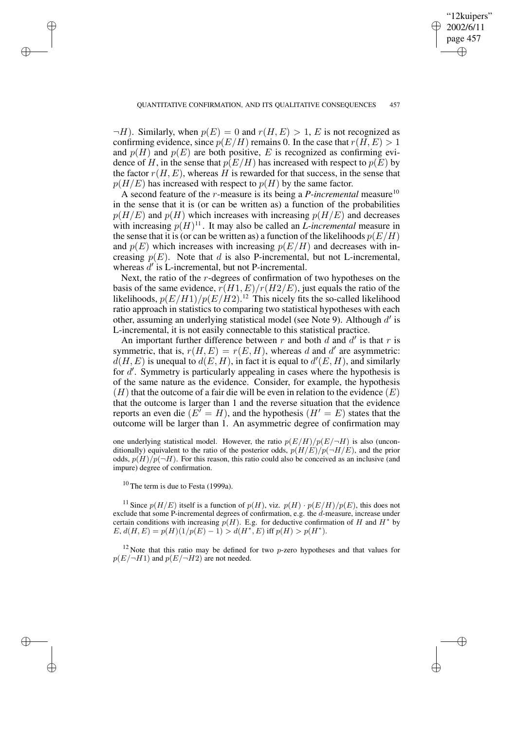$\neg H$). Similarly, when $p(E) = 0$ and $r(H, E) > 1$, $E$ is not recognized as confirming evidence, since $p(E/H)$ remains 0. In the case that $r(H, E) > 1$ and $p(H)$ and $p(E)$ are both positive, $E$ is recognized as confirming evidence of $H$, in the sense that $p(E/H)$ has increased with respect to $p(E)$ by the factor $r(H, E)$, whereas $H$ is rewarded for that success, in the sense that $p(H/E)$ has increased with respect to $p(H)$ by the same factor.

A second feature of the $r$-measure is its being a *P-incremental* measure[10] in the sense that it is (or can be written as) a function of the probabilities $p(H/E)$ and $p(H)$ which increases with increasing $p(H/E)$ and decreases with increasing $p(H)$[11]. It may also be called an *L-incremental* measure in the sense that it is (or can be written as) a function of the likelihoods $p(E/H)$ and $p(E)$ which increases with increasing $p(E/H)$ and decreases with increasing $p(E)$. Note that $d$ is also P-incremental, but not L-incremental, whereas $d'$ is L-incremental, but not P-incremental.

Next, the ratio of the $r$-degrees of confirmation of two hypotheses on the basis of the same evidence, $r(H1, E)/r(H2/E)$, just equals the ratio of the likelihoods, $p(E/H1)/p(E/H2)$.[12] This nicely fits the so-called likelihood ratio approach in statistics to comparing two statistical hypotheses with each other, assuming an underlying statistical model (see Note 9). Although $d'$ is L-incremental, it is not easily connectable to this statistical practice.

An important further difference between $r$ and both $d$ and $d'$ is that $r$ is symmetric, that is, $r(H, E) = r(E, H)$, whereas $d$ and $d'$ are asymmetric: $d(H, E)$ is unequal to $d(E, H)$, in fact it is equal to $d'(E, H)$, and similarly for $d'$. Symmetry is particularly appealing in cases where the hypothesis is of the same nature as the evidence. Consider, for example, the hypothesis ($H$) that the outcome of a fair die will be even in relation to the evidence ($E$) that the outcome is larger than 1 and the reverse situation that the evidence reports an even die ($E' = H$), and the hypothesis ($H' = E$) states that the outcome will be larger than 1. An asymmetric degree of confirmation may

one underlying statistical model. However, the ratio $p(E/H)/p(E/\neg H)$ is also (unconditionally) equivalent to the ratio of the posterior odds, $p(H/E)/p(\neg H/E)$, and the prior odds, $p(H)/p(\neg H)$. For this reason, this ratio could also be conceived as an inclusive (and impure) degree of confirmation.

[10] The term is due to Festa (1999a).

[11] Since $p(H/E)$ itself is a function of $p(H)$, viz. $p(H) \cdot p(E/H)/p(E)$, this does not exclude that some P-incremental degrees of confirmation, e.g. the $d$-measure, increase under certain conditions with increasing $p(H)$. E.g. for deductive confirmation of $H$ and $H^*$ by $E$, $d(H, E) = p(H)(1/p(E) - 1) > d(H^*, E)$ iff $p(H) > p(H^*)$.

[12] Note that this ratio may be defined for two $p$-zero hypotheses and that values for $p(E/\neg H1)$ and $p(E/\neg H2)$ are not needed.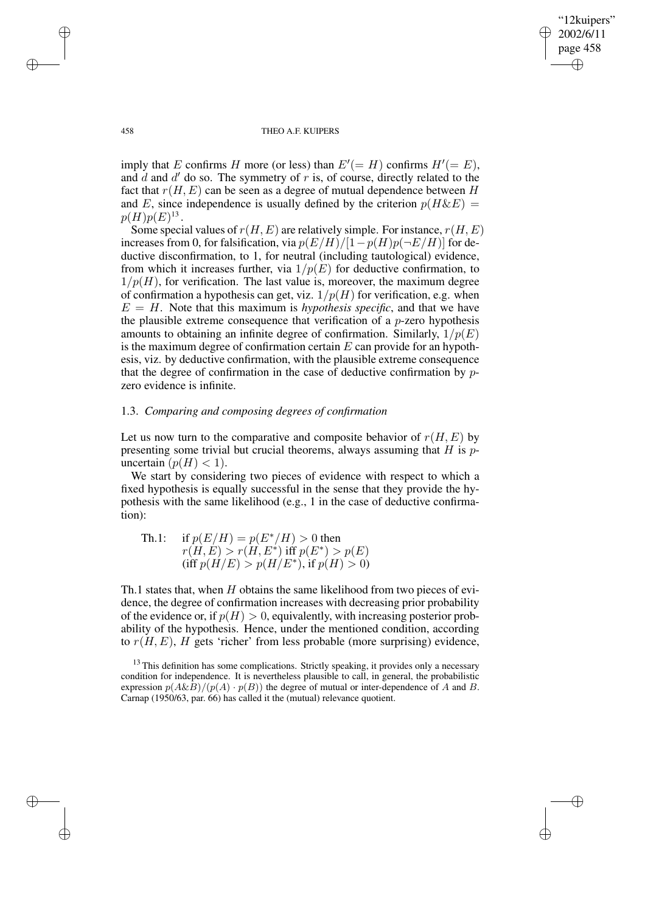imply that $E$ confirms $H$ more (or less) than $E'(= H)$ confirms $H'(= E)$, and $d$ and $d'$ do so. The symmetry of $r$ is, of course, directly related to the fact that $r(H, E)$ can be seen as a degree of mutual dependence between $H$ and $E$, since independence is usually defined by the criterion $p(H\&E) = p(H)p(E)$[13].

Some special values of $r(H, E)$ are relatively simple. For instance, $r(H, E)$ increases from 0, for falsification, via $p(E/H)/[1 - p(H)p(\neg E/H)]$ for deductive disconfirmation, to 1, for neutral (including tautological) evidence, from which it increases further, via $1/p(E)$ for deductive confirmation, to $1/p(H)$, for verification. The last value is, moreover, the maximum degree of confirmation a hypothesis can get, viz. $1/p(H)$ for verification, e.g. when $E = H$. Note that this maximum is *hypothesis specific*, and that we have the plausible extreme consequence that verification of a $p$-zero hypothesis amounts to obtaining an infinite degree of confirmation. Similarly, $1/p(E)$ is the maximum degree of confirmation certain $E$ can provide for an hypothesis, viz. by deductive confirmation, with the plausible extreme consequence that the degree of confirmation in the case of deductive confirmation by $p$-zero evidence is infinite.

### 1.3. *Comparing and composing degrees of confirmation*

Let us now turn to the comparative and composite behavior of $r(H, E)$ by presenting some trivial but crucial theorems, always assuming that $H$ is $p$-uncertain ($p(H) < 1$).

We start by considering two pieces of evidence with respect to which a fixed hypothesis is equally successful in the sense that they provide the hypothesis with the same likelihood (e.g., 1 in the case of deductive confirmation):

Th.1: if $p(E/H) = p(E^*/H) > 0$ then
$r(H, E) > r(H, E^*)$ iff $p(E^*) > p(E)$
(iff $p(H/E) > p(H/E^*)$, if $p(H) > 0$)

Th.1 states that, when $H$ obtains the same likelihood from two pieces of evidence, the degree of confirmation increases with decreasing prior probability of the evidence or, if $p(H) > 0$, equivalently, with increasing posterior probability of the hypothesis. Hence, under the mentioned condition, according to $r(H, E)$, $H$ gets 'richer' from less probable (more surprising) evidence,

[13] This definition has some complications. Strictly speaking, it provides only a necessary condition for independence. It is nevertheless plausible to call, in general, the probabilistic expression $p(A\&B)/(p(A) \cdot p(B))$ the degree of mutual or inter-dependence of $A$ and $B$. Carnap (1950/63, par. 66) has called it the (mutual) relevance quotient.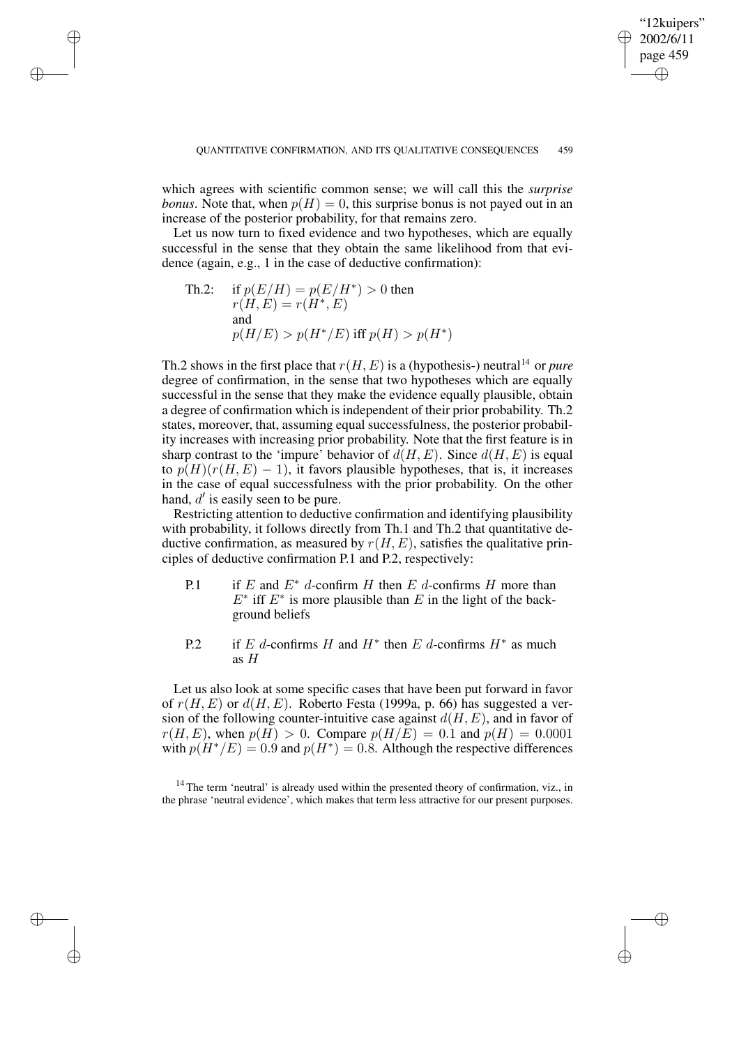which agrees with scientific common sense; we will call this the *surprise bonus*. Note that, when $p(H) = 0$, this surprise bonus is not payed out in an increase of the posterior probability, for that remains zero.

Let us now turn to fixed evidence and two hypotheses, which are equally successful in the sense that they obtain the same likelihood from that evidence (again, e.g., 1 in the case of deductive confirmation):

Th.2: if $p(E/H) = p(E/H^*) > 0$ then
$r(H, E) = r(H^*, E)$
and
$p(H/E) > p(H^*/E)$ iff $p(H) > p(H^*)$

Th.2 shows in the first place that $r(H, E)$ is a (hypothesis-) neutral[14] or *pure* degree of confirmation, in the sense that two hypotheses which are equally successful in the sense that they make the evidence equally plausible, obtain a degree of confirmation which is independent of their prior probability. Th.2 states, moreover, that, assuming equal successfulness, the posterior probability increases with increasing prior probability. Note that the first feature is in sharp contrast to the 'impure' behavior of $d(H, E)$. Since $d(H, E)$ is equal to $p(H)(r(H, E) - 1)$, it favors plausible hypotheses, that is, it increases in the case of equal successfulness with the prior probability. On the other hand, $d'$ is easily seen to be pure.

Restricting attention to deductive confirmation and identifying plausibility with probability, it follows directly from Th.1 and Th.2 that quantitative deductive confirmation, as measured by $r(H, E)$, satisfies the qualitative principles of deductive confirmation P.1 and P.2, respectively:

P.1 if $E$ and $E^*$ $d$-confirm $H$ then $E$ $d$-confirms $H$ more than $E^*$ iff $E^*$ is more plausible than $E$ in the light of the background beliefs

P.2 if $E$ $d$-confirms $H$ and $H^*$ then $E$ $d$-confirms $H^*$ as much as $H$

Let us also look at some specific cases that have been put forward in favor of $r(H, E)$ or $d(H, E)$. Roberto Festa (1999a, p. 66) has suggested a version of the following counter-intuitive case against $d(H, E)$, and in favor of $r(H, E)$, when $p(H) > 0$. Compare $p(H/E) = 0.1$ and $p(H) = 0.0001$ with $p(H^*/E) = 0.9$ and $p(H^*) = 0.8$. Although the respective differences

[14] The term 'neutral' is already used within the presented theory of confirmation, viz., in the phrase 'neutral evidence', which makes that term less attractive for our present purposes.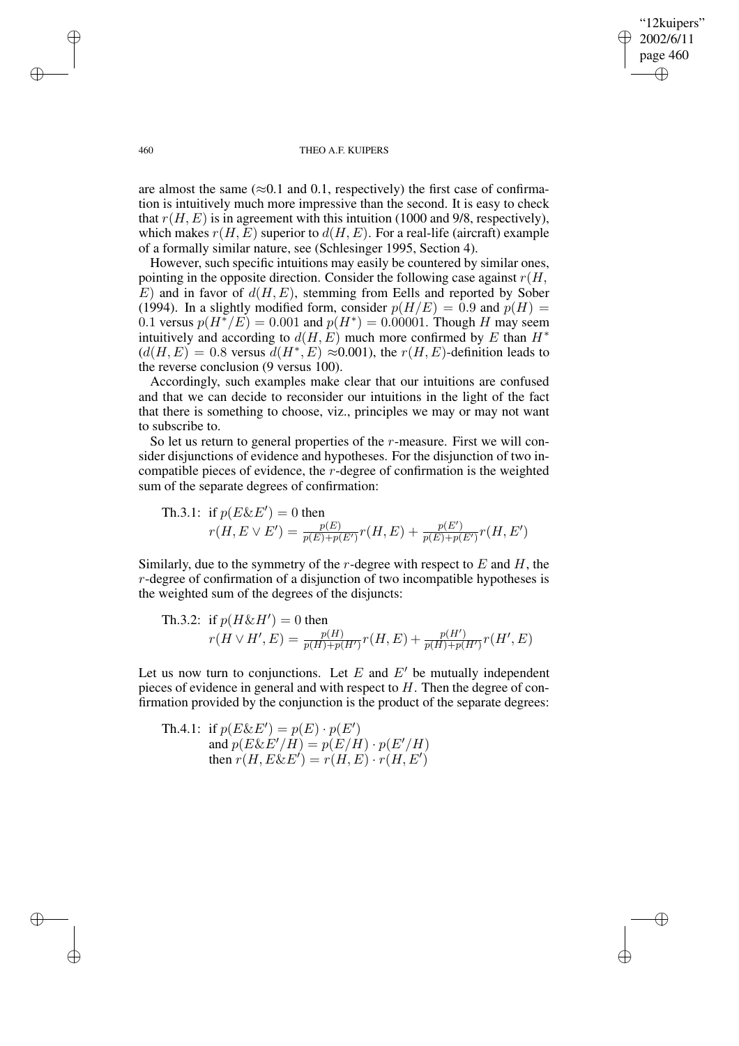are almost the same ($\approx$0.1 and 0.1, respectively) the first case of confirmation is intuitively much more impressive than the second. It is easy to check that $r(H, E)$ is in agreement with this intuition (1000 and 9/8, respectively), which makes $r(H, E)$ superior to $d(H, E)$. For a real-life (aircraft) example of a formally similar nature, see (Schlesinger 1995, Section 4).

However, such specific intuitions may easily be countered by similar ones, pointing in the opposite direction. Consider the following case against $r(H, E)$ and in favor of $d(H, E)$, stemming from Eells and reported by Sober (1994). In a slightly modified form, consider $p(H/E) = 0.9$ and $p(H) = 0.1$ versus $p(H^*/E) = 0.001$ and $p(H^*) = 0.00001$. Though $H$ may seem intuitively and according to $d(H, E)$ much more confirmed by $E$ than $H^*$ ($d(H, E) = 0.8$ versus $d(H^*, E) \approx 0.001$), the $r(H, E)$-definition leads to the reverse conclusion (9 versus 100).

Accordingly, such examples make clear that our intuitions are confused and that we can decide to reconsider our intuitions in the light of the fact that there is something to choose, viz., principles we may or may not want to subscribe to.

So let us return to general properties of the $r$-measure. First we will consider disjunctions of evidence and hypotheses. For the disjunction of two incompatible pieces of evidence, the $r$-degree of confirmation is the weighted sum of the separate degrees of confirmation:

Th.3.1: if $p(E\&E') = 0$ then
$$r(H, E \vee E') = \frac{p(E)}{p(E)+p(E')}r(H, E) + \frac{p(E')}{p(E)+p(E')}r(H, E')$$

Similarly, due to the symmetry of the $r$-degree with respect to $E$ and $H$, the $r$-degree of confirmation of a disjunction of two incompatible hypotheses is the weighted sum of the degrees of the disjuncts:

Th.3.2: if $p(H\&H') = 0$ then
$$r(H \vee H', E) = \frac{p(H)}{p(H)+p(H')}r(H, E) + \frac{p(H')}{p(H)+p(H')}r(H', E)$$

Let us now turn to conjunctions. Let $E$ and $E'$ be mutually independent pieces of evidence in general and with respect to $H$. Then the degree of confirmation provided by the conjunction is the product of the separate degrees:

Th.4.1: if $p(E\&E') = p(E) \cdot p(E')$
and $p(E\&E'/H) = p(E/H) \cdot p(E'/H)$
then $r(H, E\&E') = r(H, E) \cdot r(H, E')$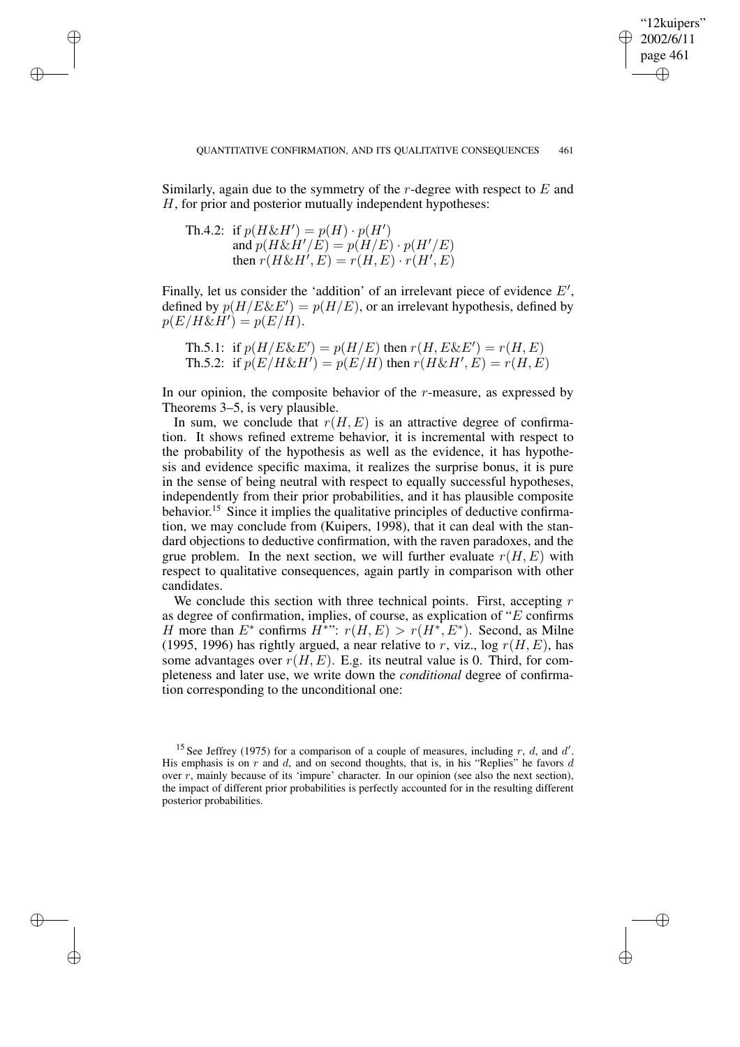Similarly, again due to the symmetry of the $r$-degree with respect to $E$ and $H$, for prior and posterior mutually independent hypotheses:

Th.4.2: if $p(H\&H') = p(H) \cdot p(H')$
and $p(H\&H'/E) = p(H/E) \cdot p(H'/E)$
then $r(H\&H', E) = r(H, E) \cdot r(H', E)$

Finally, let us consider the 'addition' of an irrelevant piece of evidence $E'$, defined by $p(H/E\&E') = p(H/E)$, or an irrelevant hypothesis, defined by $p(E/H\&H') = p(E/H)$.

Th.5.1: if $p(H/E\&E') = p(H/E)$ then $r(H, E\&E') = r(H, E)$
Th.5.2: if $p(E/H\&H') = p(E/H)$ then $r(H\&H', E) = r(H, E)$

In our opinion, the composite behavior of the $r$-measure, as expressed by Theorems 3–5, is very plausible.

In sum, we conclude that $r(H, E)$ is an attractive degree of confirmation. It shows refined extreme behavior, it is incremental with respect to the probability of the hypothesis as well as the evidence, it has hypothesis and evidence specific maxima, it realizes the surprise bonus, it is pure in the sense of being neutral with respect to equally successful hypotheses, independently from their prior probabilities, and it has plausible composite behavior.[15] Since it implies the qualitative principles of deductive confirmation, we may conclude from (Kuipers, 1998), that it can deal with the standard objections to deductive confirmation, with the raven paradoxes, and the grue problem. In the next section, we will further evaluate $r(H, E)$ with respect to qualitative consequences, again partly in comparison with other candidates.

We conclude this section with three technical points. First, accepting $r$ as degree of confirmation, implies, of course, as explication of "$E$ confirms $H$ more than $E^*$ confirms $H^*$": $r(H, E) > r(H^*, E^*)$. Second, as Milne (1995, 1996) has rightly argued, a near relative to $r$, viz., log $r(H, E)$, has some advantages over $r(H, E)$. E.g. its neutral value is 0. Third, for completeness and later use, we write down the *conditional* degree of confirmation corresponding to the unconditional one:

[15] See Jeffrey (1975) for a comparison of a couple of measures, including $r$, $d$, and $d'$. His emphasis is on $r$ and $d$, and on second thoughts, that is, in his "Replies" he favors $d$ over $r$, mainly because of its 'impure' character. In our opinion (see also the next section), the impact of different prior probabilities is perfectly accounted for in the resulting different posterior probabilities.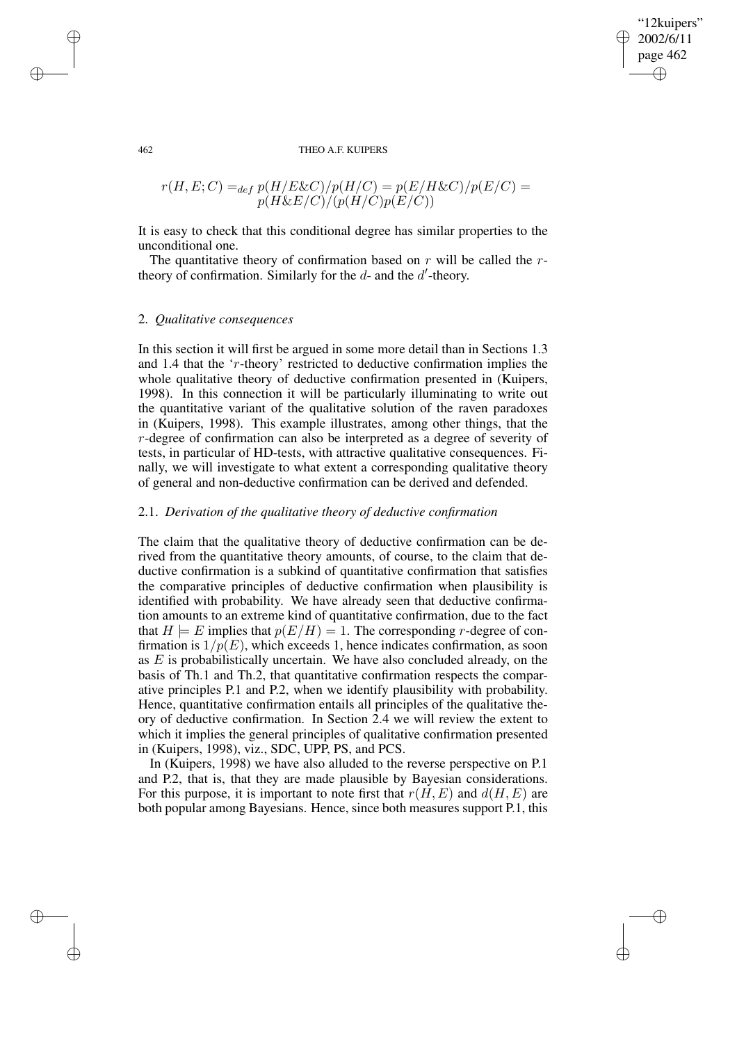$$r(H, E; C) =_{def} p(H/E\&C)/p(H/C) = p(E/H\&C)/p(E/C) = p(H\&E/C)/(p(H/C)p(E/C))$$

It is easy to check that this conditional degree has similar properties to the unconditional one.

The quantitative theory of confirmation based on $r$ will be called the $r$-theory of confirmation. Similarly for the $d$- and the $d'$-theory.

## 2. *Qualitative consequences*

In this section it will first be argued in some more detail than in Sections 1.3 and 1.4 that the '$r$-theory' restricted to deductive confirmation implies the whole qualitative theory of deductive confirmation presented in (Kuipers, 1998). In this connection it will be particularly illuminating to write out the quantitative variant of the qualitative solution of the raven paradoxes in (Kuipers, 1998). This example illustrates, among other things, that the $r$-degree of confirmation can also be interpreted as a degree of severity of tests, in particular of HD-tests, with attractive qualitative consequences. Finally, we will investigate to what extent a corresponding qualitative theory of general and non-deductive confirmation can be derived and defended.

### 2.1. *Derivation of the qualitative theory of deductive confirmation*

The claim that the qualitative theory of deductive confirmation can be derived from the quantitative theory amounts, of course, to the claim that deductive confirmation is a subkind of quantitative confirmation that satisfies the comparative principles of deductive confirmation when plausibility is identified with probability. We have already seen that deductive confirmation amounts to an extreme kind of quantitative confirmation, due to the fact that $H \models E$ implies that $p(E/H) = 1$. The corresponding $r$-degree of confirmation is $1/p(E)$, which exceeds 1, hence indicates confirmation, as soon as $E$ is probabilistically uncertain. We have also concluded already, on the basis of Th.1 and Th.2, that quantitative confirmation respects the comparative principles P.1 and P.2, when we identify plausibility with probability. Hence, quantitative confirmation entails all principles of the qualitative theory of deductive confirmation. In Section 2.4 we will review the extent to which it implies the general principles of qualitative confirmation presented in (Kuipers, 1998), viz., SDC, UPP, PS, and PCS.

In (Kuipers, 1998) we have also alluded to the reverse perspective on P.1 and P.2, that is, that they are made plausible by Bayesian considerations. For this purpose, it is important to note first that $r(H, E)$ and $d(H, E)$ are both popular among Bayesians. Hence, since both measures support P.1, this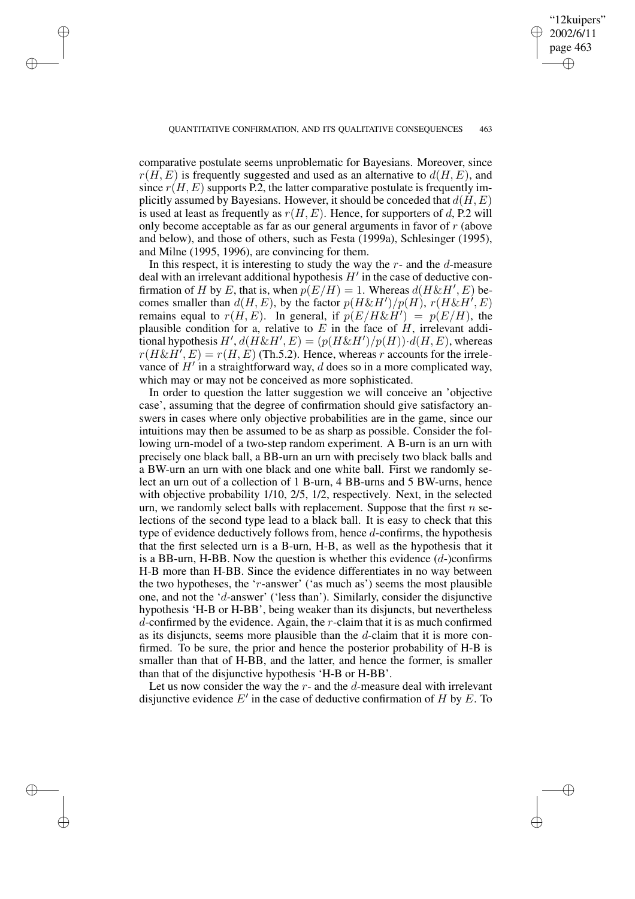comparative postulate seems unproblematic for Bayesians. Moreover, since $r(H, E)$ is frequently suggested and used as an alternative to $d(H, E)$, and since $r(H, E)$ supports P.2, the latter comparative postulate is frequently implicitly assumed by Bayesians. However, it should be conceded that $d(H, E)$ is used at least as frequently as $r(H, E)$. Hence, for supporters of $d$, P.2 will only become acceptable as far as our general arguments in favor of $r$ (above and below), and those of others, such as Festa (1999a), Schlesinger (1995), and Milne (1995, 1996), are convincing for them.

In this respect, it is interesting to study the way the $r$- and the $d$-measure deal with an irrelevant additional hypothesis $H'$ in the case of deductive confirmation of $H$ by $E$, that is, when $p(E/H) = 1$. Whereas $d(H\&H', E)$ becomes smaller than $d(H, E)$, by the factor $p(H\&H')/p(H)$, $r(H\&H', E)$ remains equal to $r(H, E)$. In general, if $p(E/H\&H') = p(E/H)$, the plausible condition for a, relative to $E$ in the face of $H$, irrelevant additional hypothesis $H'$, $d(H\&H', E) = (p(H\&H')/p(H))\cdot d(H, E)$, whereas $r(H\&H', E) = r(H, E)$ (Th.5.2). Hence, whereas $r$ accounts for the irrelevance of $H'$ in a straightforward way, $d$ does so in a more complicated way, which may or may not be conceived as more sophisticated.

In order to question the latter suggestion we will conceive an 'objective case', assuming that the degree of confirmation should give satisfactory answers in cases where only objective probabilities are in the game, since our intuitions may then be assumed to be as sharp as possible. Consider the following urn-model of a two-step random experiment. A B-urn is an urn with precisely one black ball, a BB-urn an urn with precisely two black balls and a BW-urn an urn with one black and one white ball. First we randomly select an urn out of a collection of 1 B-urn, 4 BB-urns and 5 BW-urns, hence with objective probability 1/10, 2/5, 1/2, respectively. Next, in the selected urn, we randomly select balls with replacement. Suppose that the first $n$ selections of the second type lead to a black ball. It is easy to check that this type of evidence deductively follows from, hence $d$-confirms, the hypothesis that the first selected urn is a B-urn, H-B, as well as the hypothesis that it is a BB-urn, H-BB. Now the question is whether this evidence ($d$-)confirms H-B more than H-BB. Since the evidence differentiates in no way between the two hypotheses, the '$r$-answer' ('as much as') seems the most plausible one, and not the '$d$-answer' ('less than'). Similarly, consider the disjunctive hypothesis 'H-B or H-BB', being weaker than its disjuncts, but nevertheless $d$-confirmed by the evidence. Again, the $r$-claim that it is as much confirmed as its disjuncts, seems more plausible than the $d$-claim that it is more confirmed. To be sure, the prior and hence the posterior probability of H-B is smaller than that of H-BB, and the latter, and hence the former, is smaller than that of the disjunctive hypothesis 'H-B or H-BB'.

Let us now consider the way the $r$- and the $d$-measure deal with irrelevant disjunctive evidence $E'$ in the case of deductive confirmation of $H$ by $E$. To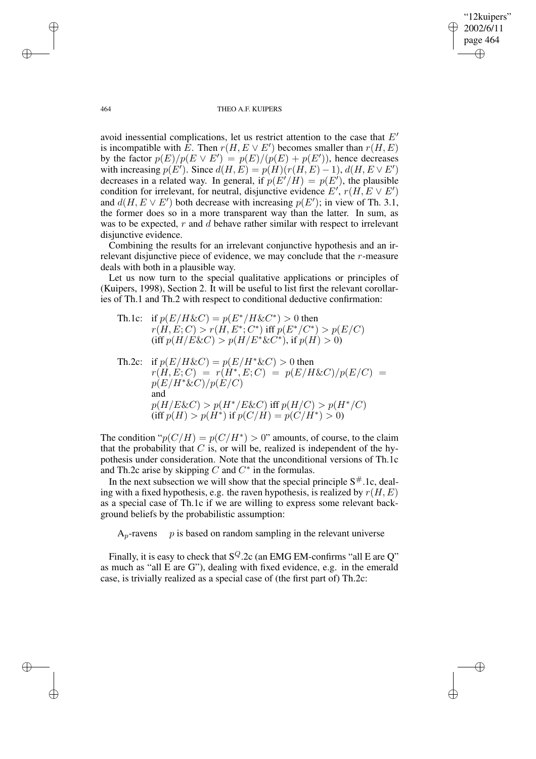avoid inessential complications, let us restrict attention to the case that $E'$ is incompatible with $E$. Then $r(H, E \vee E')$ becomes smaller than $r(H, E)$ by the factor $p(E)/p(E \vee E') = p(E)/(p(E) + p(E'))$, hence decreases with increasing $p(E')$. Since $d(H, E) = p(H)(r(H, E) - 1)$, $d(H, E \vee E')$ decreases in a related way. In general, if $p(E'/H) = p(E')$, the plausible condition for irrelevant, for neutral, disjunctive evidence $E'$, $r(H, E \vee E')$ and $d(H, E \vee E')$ both decrease with increasing $p(E')$; in view of Th. 3.1, the former does so in a more transparent way than the latter. In sum, as was to be expected, $r$ and $d$ behave rather similar with respect to irrelevant disjunctive evidence.

Combining the results for an irrelevant conjunctive hypothesis and an irrelevant disjunctive piece of evidence, we may conclude that the $r$-measure deals with both in a plausible way.

Let us now turn to the special qualitative applications or principles of (Kuipers, 1998), Section 2. It will be useful to list first the relevant corollaries of Th.1 and Th.2 with respect to conditional deductive confirmation:

Th.1c: if $p(E/H\&C) = p(E^*/H\&C^*) > 0$ then
$r(H, E; C) > r(H, E^*; C^*)$ iff $p(E^*/C^*) > p(E/C)$
(iff $p(H/E\&C) > p(H/E^*\&C^*)$, if $p(H) > 0$)

Th.2c: if $p(E/H\&C) = p(E/H^*\&C) > 0$ then
$r(H, E; C) = r(H^*, E; C) = p(E/H\&C)/p(E/C) = p(E/H^*\&C)/p(E/C)$
and
$p(H/E\&C) > p(H^*/E\&C)$ iff $p(H/C) > p(H^*/C)$
(iff $p(H) > p(H^*)$ if $p(C/H) = p(C/H^*) > 0$)

The condition "$p(C/H) = p(C/H^*) > 0$" amounts, of course, to the claim that the probability that $C$ is, or will be, realized is independent of the hypothesis under consideration. Note that the unconditional versions of Th.1c and Th.2c arise by skipping $C$ and $C^*$ in the formulas.

In the next subsection we will show that the special principle $S^{\#}$.1c, dealing with a fixed hypothesis, e.g. the raven hypothesis, is realized by $r(H, E)$ as a special case of Th.1c if we are willing to express some relevant background beliefs by the probabilistic assumption:

$A_p$-ravens   $p$ is based on random sampling in the relevant universe

Finally, it is easy to check that $S^Q$.2c (an EMG EM-confirms "all E are Q" as much as "all E are G"), dealing with fixed evidence, e.g. in the emerald case, is trivially realized as a special case of (the first part of) Th.2c: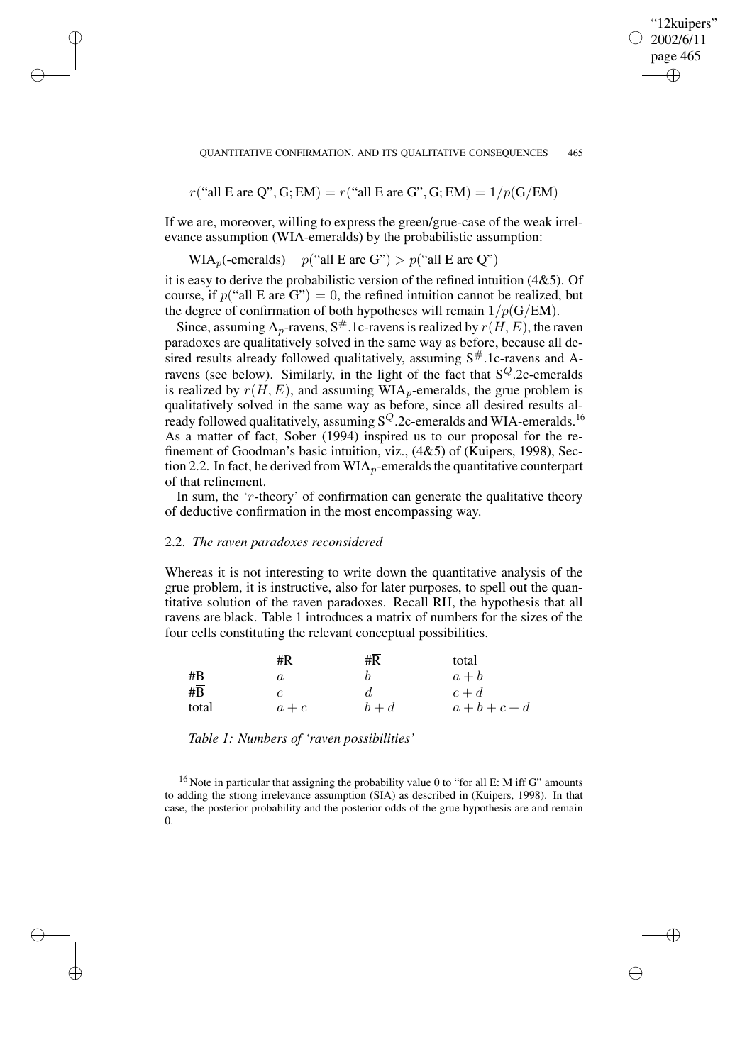$$r(\text{"all E are Q"}, \text{G}; \text{EM}) = r(\text{"all E are G"}, \text{G}; \text{EM}) = 1/p(\text{G}/\text{EM})$$

If we are, moreover, willing to express the green/grue-case of the weak irrelevance assumption (WIA-emeralds) by the probabilistic assumption:

$\text{WIA}_p$(-emeralds) $\quad p(\text{"all E are G"}) > p(\text{"all E are Q"})$

it is easy to derive the probabilistic version of the refined intuition (4&5). Of course, if $p(\text{"all E are G"}) = 0$, the refined intuition cannot be realized, but the degree of confirmation of both hypotheses will remain $1/p(\text{G}/\text{EM})$.

Since, assuming $\text{A}_p$-ravens, $\text{S}^{\#}$.1c-ravens is realized by $r(H, E)$, the raven paradoxes are qualitatively solved in the same way as before, because all desired results already followed qualitatively, assuming $\text{S}^{\#}$.1c-ravens and A-ravens (see below). Similarly, in the light of the fact that $\text{S}^{Q}$.2c-emeralds is realized by $r(H, E)$, and assuming $\text{WIA}_p$-emeralds, the grue problem is qualitatively solved in the same way as before, since all desired results already followed qualitatively, assuming $\text{S}^{Q}$.2c-emeralds and WIA-emeralds.[16] As a matter of fact, Sober (1994) inspired us to our proposal for the refinement of Goodman's basic intuition, viz., (4&5) of (Kuipers, 1998), Section 2.2. In fact, he derived from $\text{WIA}_p$-emeralds the quantitative counterpart of that refinement.

In sum, the '$r$-theory' of confirmation can generate the qualitative theory of deductive confirmation in the most encompassing way.

### 2.2. *The raven paradoxes reconsidered*

Whereas it is not interesting to write down the quantitative analysis of the grue problem, it is instructive, also for later purposes, to spell out the quantitative solution of the raven paradoxes. Recall RH, the hypothesis that all ravens are black. Table 1 introduces a matrix of numbers for the sizes of the four cells constituting the relevant conceptual possibilities.

| | #R | #$\overline{\text{R}}$ | total |
|---|---|---|---|
| #B | $a$ | $b$ | $a+b$ |
| #$\overline{\text{B}}$ | $c$ | $d$ | $c+d$ |
| total | $a+c$ | $b+d$ | $a+b+c+d$ |

*Table 1: Numbers of 'raven possibilities'*

[16] Note in particular that assigning the probability value 0 to "for all E: M iff G" amounts to adding the strong irrelevance assumption (SIA) as described in (Kuipers, 1998). In that case, the posterior probability and the posterior odds of the grue hypothesis are and remain 0.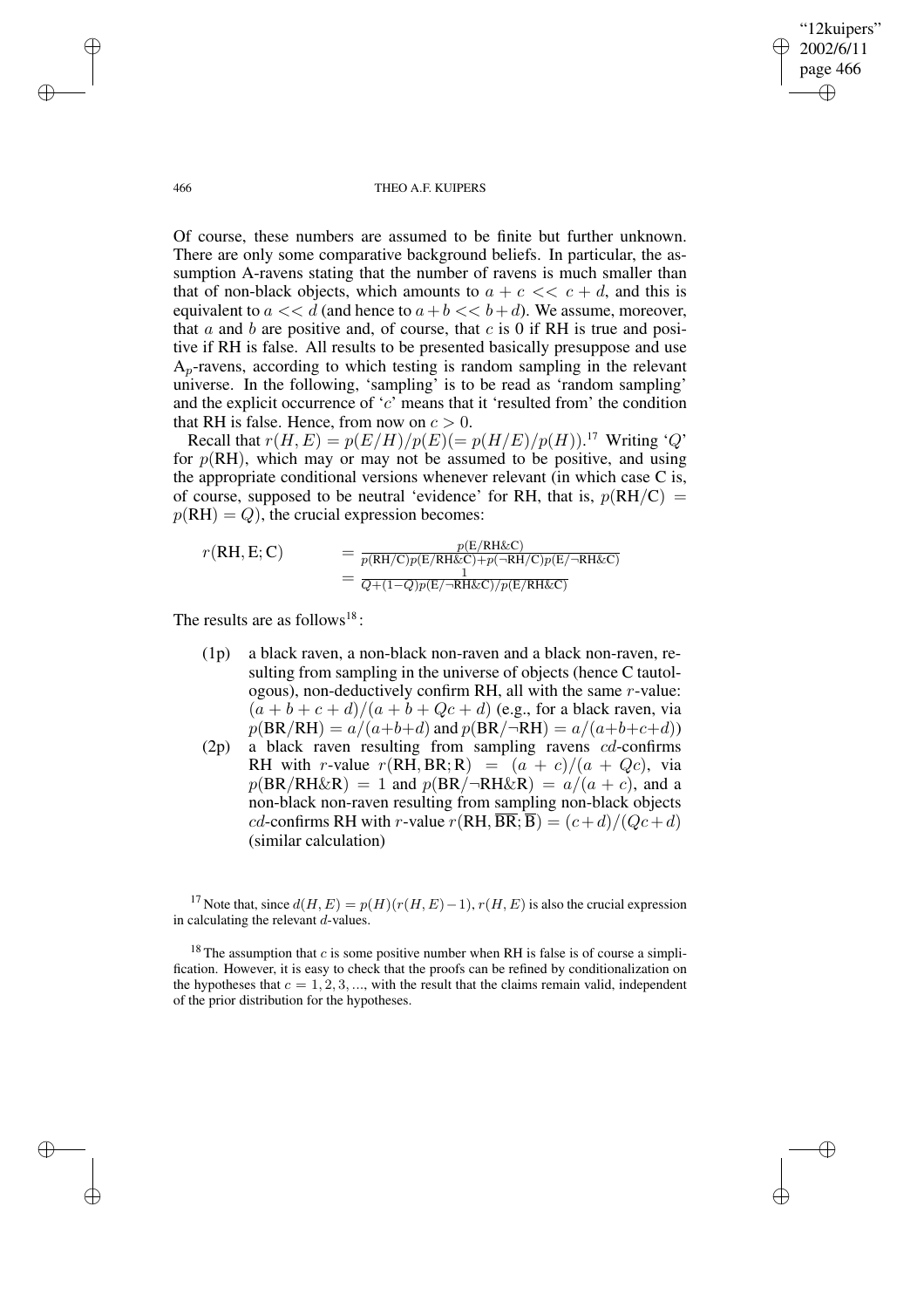Of course, these numbers are assumed to be finite but further unknown. There are only some comparative background beliefs. In particular, the assumption A-ravens stating that the number of ravens is much smaller than that of non-black objects, which amounts to $a + c << c + d$, and this is equivalent to $a << d$ (and hence to $a + b << b + d$). We assume, moreover, that $a$ and $b$ are positive and, of course, that $c$ is 0 if RH is true and positive if RH is false. All results to be presented basically presuppose and use $A_p$-ravens, according to which testing is random sampling in the relevant universe. In the following, 'sampling' is to be read as 'random sampling' and the explicit occurrence of '$c$' means that it 'resulted from' the condition that RH is false. Hence, from now on $c > 0$.

Recall that $r(H, E) = p(E/H)/p(E)(= p(H/E)/p(H))$.[17] Writing '$Q$' for $p(\text{RH})$, which may or may not be assumed to be positive, and using the appropriate conditional versions whenever relevant (in which case C is, of course, supposed to be neutral 'evidence' for RH, that is, $p(\text{RH}/\text{C}) = p(\text{RH}) = Q$), the crucial expression becomes:

$$
\begin{aligned}
r(\text{RH}, \text{E}; \text{C}) \quad &= \frac{p(\text{E}/\text{RH}\&\text{C})}{p(\text{RH}/\text{C})p(\text{E}/\text{RH}\&\text{C}) + p(\neg\text{RH}/\text{C})p(\text{E}/\neg\text{RH}\&\text{C})} \\
&= \frac{1}{Q + (1-Q)p(\text{E}/\neg\text{RH}\&\text{C})/p(\text{E}/\text{RH}\&\text{C})}
\end{aligned}
$$

The results are as follows[18]:

(1p) a black raven, a non-black non-raven and a black non-raven, resulting from sampling in the universe of objects (hence C tautologous), non-deductively confirm RH, all with the same $r$-value: $(a + b + c + d)/(a + b + Qc + d)$ (e.g., for a black raven, via $p(\text{BR}/\text{RH}) = a/(a+b+d)$ and $p(\text{BR}/\neg\text{RH}) = a/(a+b+c+d)$)

(2p) a black raven resulting from sampling ravens $cd$-confirms RH with $r$-value $r(\text{RH}, \text{BR}; \text{R}) = (a + c)/(a + Qc)$, via $p(\text{BR}/\text{RH}\&\text{R}) = 1$ and $p(\text{BR}/\neg\text{RH}\&\text{R}) = a/(a + c)$, and a non-black non-raven resulting from sampling non-black objects $cd$-confirms RH with $r$-value $r(\text{RH}, \overline{\text{BR}}; \overline{\text{B}}) = (c+d)/(Qc+d)$ (similar calculation)

[17] Note that, since $d(H, E) = p(H)(r(H, E) - 1)$, $r(H, E)$ is also the crucial expression in calculating the relevant $d$-values.

[18] The assumption that $c$ is some positive number when RH is false is of course a simplification. However, it is easy to check that the proofs can be refined by conditionalization on the hypotheses that $c = 1, 2, 3, \ldots$, with the result that the claims remain valid, independent of the prior distribution for the hypotheses.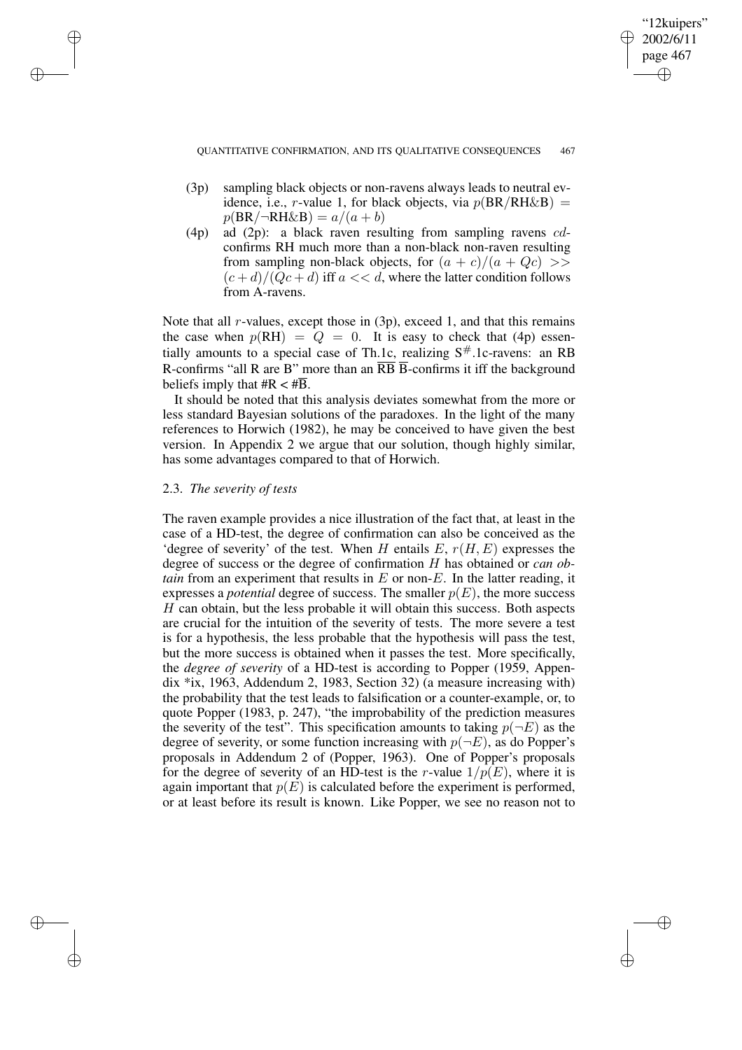(3p) sampling black objects or non-ravens always leads to neutral evidence, i.e., $r$-value 1, for black objects, via $p(\text{BR}/\text{RH}\&\text{B}) = p(\text{BR}/\neg\text{RH}\&\text{B}) = a/(a+b)$

(4p) ad (2p): a black raven resulting from sampling ravens $cd$-confirms RH much more than a non-black non-raven resulting from sampling non-black objects, for $(a+c)/(a+Qc) >> (c+d)/(Qc+d)$ iff $a << d$, where the latter condition follows from A-ravens.

Note that all $r$-values, except those in (3p), exceed 1, and that this remains the case when $p(\text{RH}) = Q = 0$. It is easy to check that (4p) essentially amounts to a special case of Th.1c, realizing $\text{S}^{\#}$.1c-ravens: an RB R-confirms "all R are B" more than an $\overline{\text{R}}\overline{\text{B}}$ $\overline{\text{B}}$-confirms it iff the background beliefs imply that $\#\text{R} < \#\overline{\text{B}}$.

It should be noted that this analysis deviates somewhat from the more or less standard Bayesian solutions of the paradoxes. In the light of the many references to Horwich (1982), he may be conceived to have given the best version. In Appendix 2 we argue that our solution, though highly similar, has some advantages compared to that of Horwich.

### 2.3. *The severity of tests*

The raven example provides a nice illustration of the fact that, at least in the case of a HD-test, the degree of confirmation can also be conceived as the 'degree of severity' of the test. When $H$ entails $E$, $r(H, E)$ expresses the degree of success or the degree of confirmation $H$ has obtained or *can obtain* from an experiment that results in $E$ or non-$E$. In the latter reading, it expresses a *potential* degree of success. The smaller $p(E)$, the more success $H$ can obtain, but the less probable it will obtain this success. Both aspects are crucial for the intuition of the severity of tests. The more severe a test is for a hypothesis, the less probable that the hypothesis will pass the test, but the more success is obtained when it passes the test. More specifically, the *degree of severity* of a HD-test is according to Popper (1959, Appendix *ix, 1963, Addendum 2, 1983, Section 32) (a measure increasing with) the probability that the test leads to falsification or a counter-example, or, to quote Popper (1983, p. 247), "the improbability of the prediction measures the severity of the test". This specification amounts to taking $p(\neg E)$ as the degree of severity, or some function increasing with $p(\neg E)$, as do Popper's proposals in Addendum 2 of (Popper, 1963). One of Popper's proposals for the degree of severity of an HD-test is the $r$-value $1/p(E)$, where it is again important that $p(E)$ is calculated before the experiment is performed, or at least before its result is known. Like Popper, we see no reason not to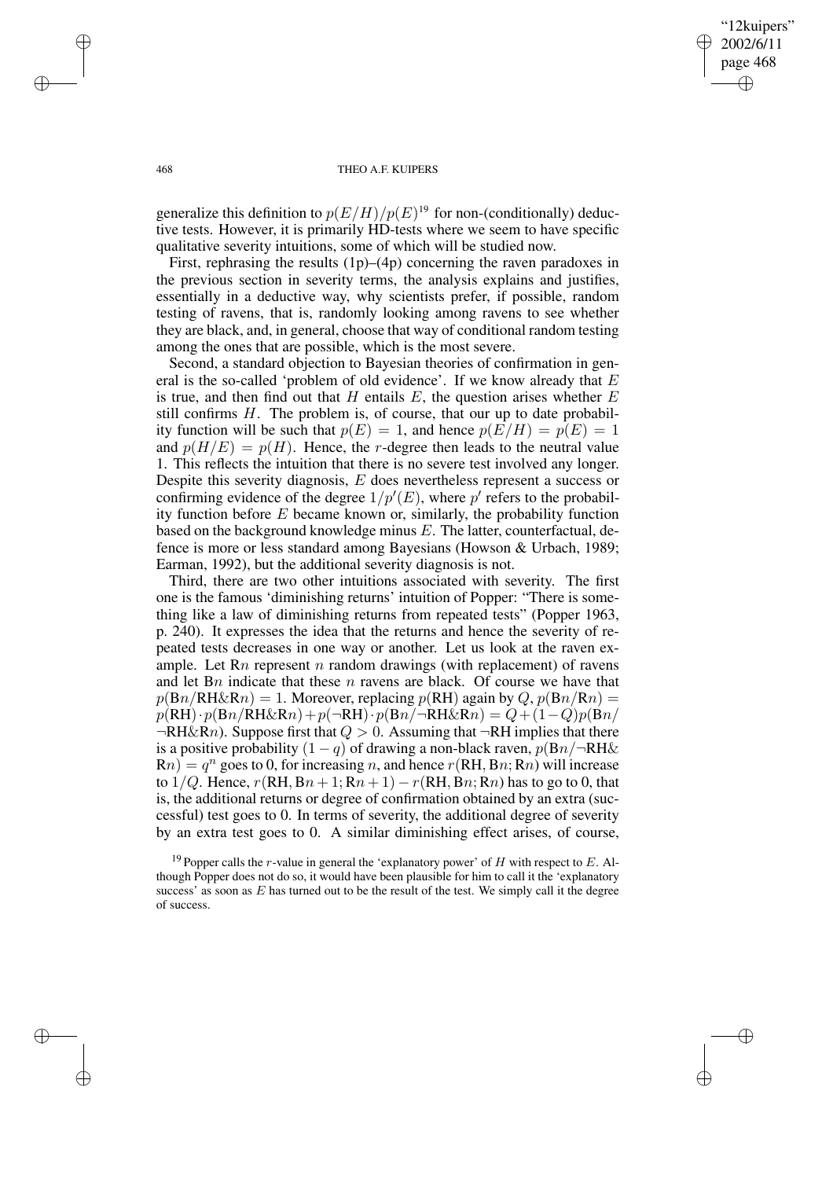generalize this definition to $p(E/H)/p(E)$[19] for non-(conditionally) deductive tests. However, it is primarily HD-tests where we seem to have specific qualitative severity intuitions, some of which will be studied now.

First, rephrasing the results (1p)–(4p) concerning the raven paradoxes in the previous section in severity terms, the analysis explains and justifies, essentially in a deductive way, why scientists prefer, if possible, random testing of ravens, that is, randomly looking among ravens to see whether they are black, and, in general, choose that way of conditional random testing among the ones that are possible, which is the most severe.

Second, a standard objection to Bayesian theories of confirmation in general is the so-called 'problem of old evidence'. If we know already that $E$ is true, and then find out that $H$ entails $E$, the question arises whether $E$ still confirms $H$. The problem is, of course, that our up to date probability function will be such that $p(E) = 1$, and hence $p(E/H) = p(E) = 1$ and $p(H/E) = p(H)$. Hence, the $r$-degree then leads to the neutral value 1. This reflects the intuition that there is no severe test involved any longer. Despite this severity diagnosis, $E$ does nevertheless represent a success or confirming evidence of the degree $1/p'(E)$, where $p'$ refers to the probability function before $E$ became known or, similarly, the probability function based on the background knowledge minus $E$. The latter, counterfactual, defence is more or less standard among Bayesians (Howson & Urbach, 1989; Earman, 1992), but the additional severity diagnosis is not.

Third, there are two other intuitions associated with severity. The first one is the famous 'diminishing returns' intuition of Popper: "There is something like a law of diminishing returns from repeated tests" (Popper 1963, p. 240). It expresses the idea that the returns and hence the severity of repeated tests decreases in one way or another. Let us look at the raven example. Let R$n$ represent $n$ random drawings (with replacement) of ravens and let B$n$ indicate that these $n$ ravens are black. Of course we have that $p(\mathrm{B}n/\mathrm{RH}\&\mathrm{R}n) = 1$. Moreover, replacing $p(\mathrm{RH})$ again by $Q$, $p(\mathrm{B}n/\mathrm{R}n) = p(\mathrm{RH})\cdot p(\mathrm{B}n/\mathrm{RH}\&\mathrm{R}n) + p(\neg\mathrm{RH})\cdot p(\mathrm{B}n/\neg\mathrm{RH}\&\mathrm{R}n) = Q + (1-Q)p(\mathrm{B}n/\neg\mathrm{RH}\&\mathrm{R}n)$. Suppose first that $Q > 0$. Assuming that $\neg$RH implies that there is a positive probability $(1-q)$ of drawing a non-black raven, $p(\mathrm{B}n/\neg\mathrm{RH}\&\mathrm{R}n) = q^n$ goes to 0, for increasing $n$, and hence $r(\mathrm{RH}, \mathrm{B}n; \mathrm{R}n)$ will increase to $1/Q$. Hence, $r(\mathrm{RH}, \mathrm{B}n+1; \mathrm{R}n+1) - r(\mathrm{RH}, \mathrm{B}n; \mathrm{R}n)$ has to go to 0, that is, the additional returns or degree of confirmation obtained by an extra (successful) test goes to 0. In terms of severity, the additional degree of severity by an extra test goes to 0. A similar diminishing effect arises, of course,

[19] Popper calls the $r$-value in general the 'explanatory power' of $H$ with respect to $E$. Although Popper does not do so, it would have been plausible for him to call it the 'explanatory success' as soon as $E$ has turned out to be the result of the test. We simply call it the degree of success.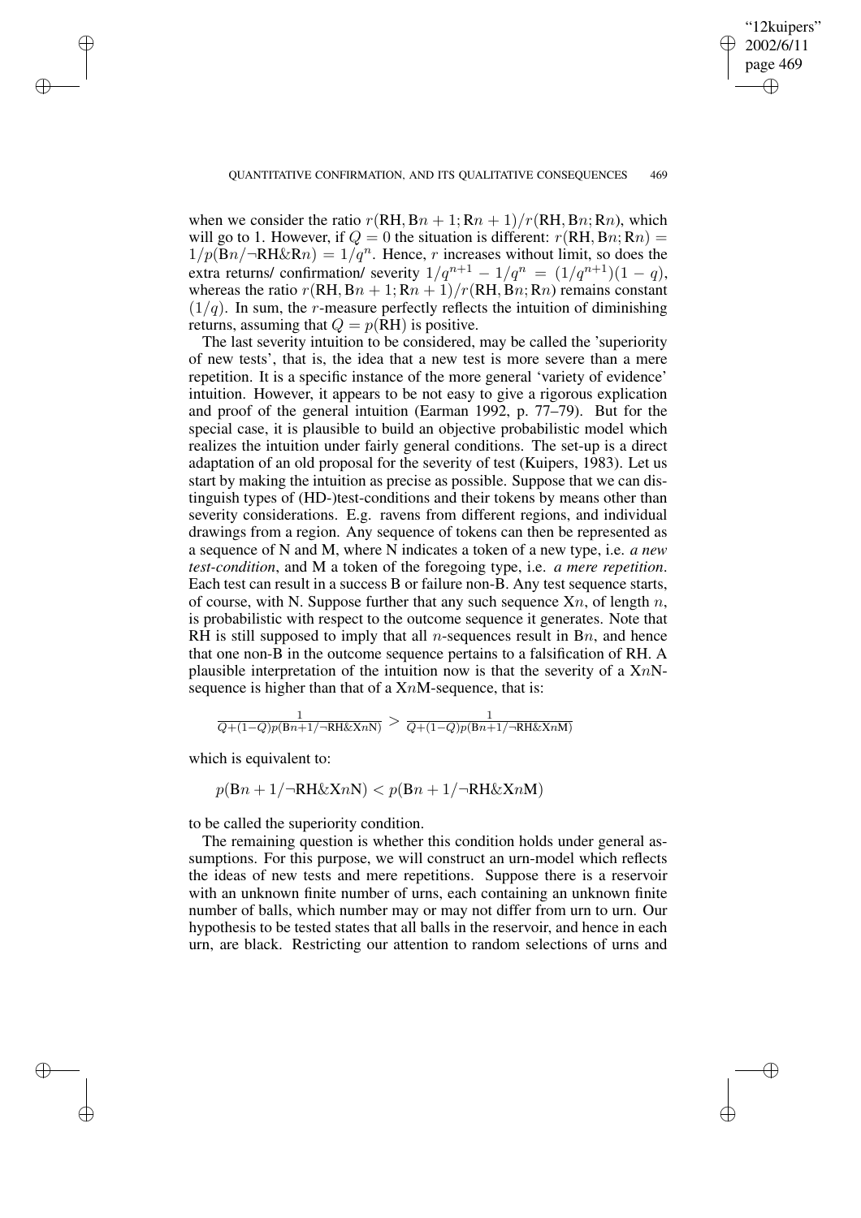when we consider the ratio $r(\mathrm{RH}, \mathrm{B}n+1; \mathrm{R}n+1)/r(\mathrm{RH}, \mathrm{B}n; \mathrm{R}n)$, which will go to 1. However, if $Q = 0$ the situation is different: $r(\mathrm{RH}, \mathrm{B}n; \mathrm{R}n) = 1/p(\mathrm{B}n/\neg\mathrm{RH}\&\mathrm{R}n) = 1/q^n$. Hence, $r$ increases without limit, so does the extra returns/ confirmation/ severity $1/q^{n+1} - 1/q^n = (1/q^{n+1})(1-q)$, whereas the ratio $r(\mathrm{RH}, \mathrm{B}n+1; \mathrm{R}n+1)/r(\mathrm{RH}, \mathrm{B}n; \mathrm{R}n)$ remains constant $(1/q)$. In sum, the $r$-measure perfectly reflects the intuition of diminishing returns, assuming that $Q = p(\mathrm{RH})$ is positive.

The last severity intuition to be considered, may be called the 'superiority of new tests', that is, the idea that a new test is more severe than a mere repetition. It is a specific instance of the more general 'variety of evidence' intuition. However, it appears to be not easy to give a rigorous explication and proof of the general intuition (Earman 1992, p. 77–79). But for the special case, it is plausible to build an objective probabilistic model which realizes the intuition under fairly general conditions. The set-up is a direct adaptation of an old proposal for the severity of test (Kuipers, 1983). Let us start by making the intuition as precise as possible. Suppose that we can distinguish types of (HD-)test-conditions and their tokens by means other than severity considerations. E.g. ravens from different regions, and individual drawings from a region. Any sequence of tokens can then be represented as a sequence of N and M, where N indicates a token of a new type, i.e. *a new test-condition*, and M a token of the foregoing type, i.e. *a mere repetition*. Each test can result in a success B or failure non-B. Any test sequence starts, of course, with N. Suppose further that any such sequence X$n$, of length $n$, is probabilistic with respect to the outcome sequence it generates. Note that RH is still supposed to imply that all $n$-sequences result in B$n$, and hence that one non-B in the outcome sequence pertains to a falsification of RH. A plausible interpretation of the intuition now is that the severity of a X$n$N-sequence is higher than that of a X$n$M-sequence, that is:

$$\frac{1}{Q+(1-Q)p(\mathrm{B}n+1/\neg\mathrm{RH}\&\mathrm{X}n\mathrm{N})} > \frac{1}{Q+(1-Q)p(\mathrm{B}n+1/\neg\mathrm{RH}\&\mathrm{X}n\mathrm{M})}$$

which is equivalent to:

$$p(\mathrm{B}n+1/\neg\mathrm{RH}\&\mathrm{X}n\mathrm{N}) < p(\mathrm{B}n+1/\neg\mathrm{RH}\&\mathrm{X}n\mathrm{M})$$

to be called the superiority condition.

The remaining question is whether this condition holds under general assumptions. For this purpose, we will construct an urn-model which reflects the ideas of new tests and mere repetitions. Suppose there is a reservoir with an unknown finite number of urns, each containing an unknown finite number of balls, which number may or may not differ from urn to urn. Our hypothesis to be tested states that all balls in the reservoir, and hence in each urn, are black. Restricting our attention to random selections of urns and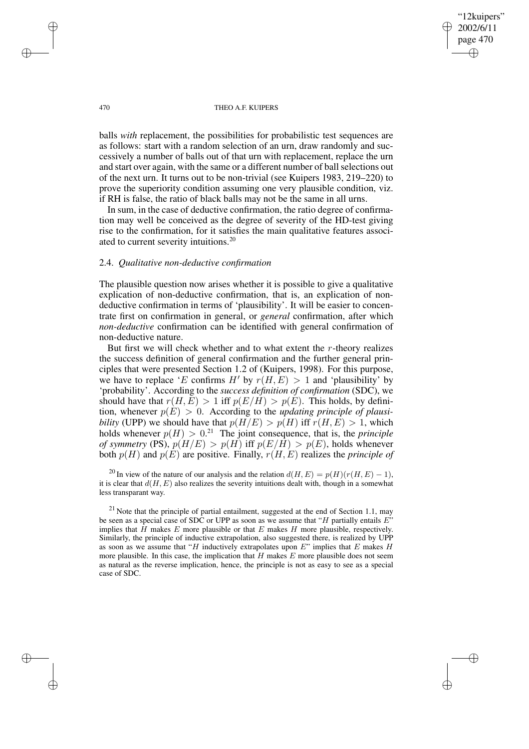balls *with* replacement, the possibilities for probabilistic test sequences are as follows: start with a random selection of an urn, draw randomly and successively a number of balls out of that urn with replacement, replace the urn and start over again, with the same or a different number of ball selections out of the next urn. It turns out to be non-trivial (see Kuipers 1983, 219–220) to prove the superiority condition assuming one very plausible condition, viz. if RH is false, the ratio of black balls may not be the same in all urns.

In sum, in the case of deductive confirmation, the ratio degree of confirmation may well be conceived as the degree of severity of the HD-test giving rise to the confirmation, for it satisfies the main qualitative features associated to current severity intuitions.[20]

### 2.4. *Qualitative non-deductive confirmation*

The plausible question now arises whether it is possible to give a qualitative explication of non-deductive confirmation, that is, an explication of non-deductive confirmation in terms of 'plausibility'. It will be easier to concentrate first on confirmation in general, or *general* confirmation, after which *non-deductive* confirmation can be identified with general confirmation of non-deductive nature.

But first we will check whether and to what extent the $r$-theory realizes the success definition of general confirmation and the further general principles that were presented Section 1.2 of (Kuipers, 1998). For this purpose, we have to replace '$E$ confirms $H'$ by $r(H, E) > 1$ and 'plausibility' by 'probability'. According to the *success definition of confirmation* (SDC), we should have that $r(H, E) > 1$ iff $p(E/H) > p(E)$. This holds, by definition, whenever $p(E) > 0$. According to the *updating principle of plausibility* (UPP) we should have that $p(H/E) > p(H)$ iff $r(H, E) > 1$, which holds whenever $p(H) > 0$.[21] The joint consequence, that is, the *principle of symmetry* (PS), $p(H/E) > p(H)$ iff $p(E/H) > p(E)$, holds whenever both $p(H)$ and $p(E)$ are positive. Finally, $r(H, E)$ realizes the *principle of*

[20] In view of the nature of our analysis and the relation $d(H, E) = p(H)(r(H, E) - 1)$, it is clear that $d(H, E)$ also realizes the severity intuitions dealt with, though in a somewhat less transparant way.

[21] Note that the principle of partial entailment, suggested at the end of Section 1.1, may be seen as a special case of SDC or UPP as soon as we assume that "$H$ partially entails $E$" implies that $H$ makes $E$ more plausible or that $E$ makes $H$ more plausible, respectively. Similarly, the principle of inductive extrapolation, also suggested there, is realized by UPP as soon as we assume that "$H$ inductively extrapolates upon $E$" implies that $E$ makes $H$ more plausible. In this case, the implication that $H$ makes $E$ more plausible does not seem as natural as the reverse implication, hence, the principle is not as easy to see as a special case of SDC.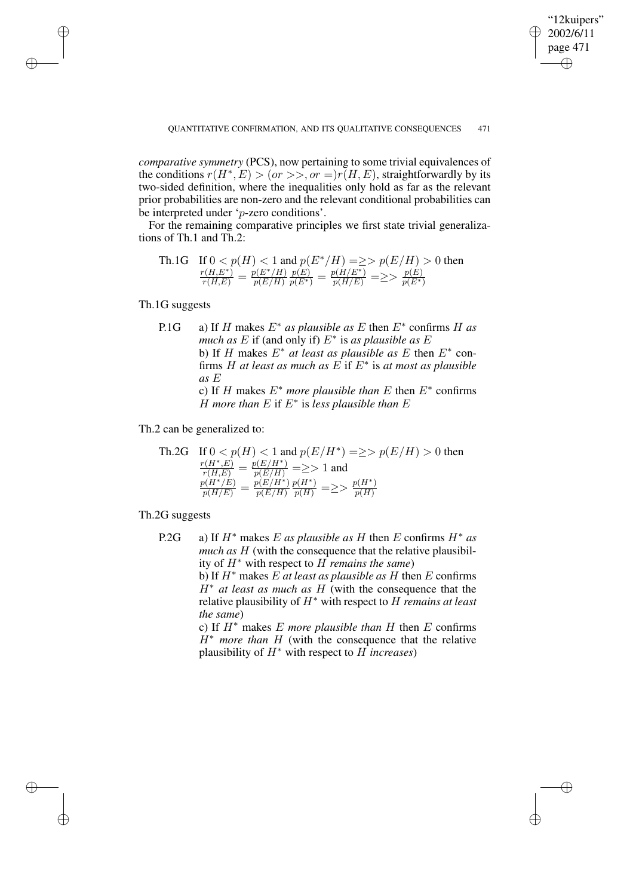*comparative symmetry* (PCS), now pertaining to some trivial equivalences of the conditions $r(H^*, E) > (or >>, or =) r(H, E)$, straightforwardly by its two-sided definition, where the inequalities only hold as far as the relevant prior probabilities are non-zero and the relevant conditional probabilities can be interpreted under '$p$-zero conditions'.

For the remaining comparative principles we first state trivial generalizations of Th.1 and Th.2:

Th.1G If $0 < p(H) < 1$ and $p(E^*/H) =\geq> p(E/H) > 0$ then $\frac{r(H,E^*)}{r(H,E)} = \frac{p(E^*/H)}{p(E/H)} \frac{p(E)}{p(E^*)} = \frac{p(H/E^*)}{p(H/E)} =\geq> \frac{p(E)}{p(E^*)}$

Th.1G suggests

P.1G a) If $H$ makes $E^*$ *as plausible as* $E$ then $E^*$ confirms $H$ *as much as* $E$ if (and only if) $E^*$ is *as plausible as* $E$
b) If $H$ makes $E^*$ *at least as plausible as* $E$ then $E^*$ confirms $H$ *at least as much as* $E$ if $E^*$ is *at most as plausible as* $E$
c) If $H$ makes $E^*$ *more plausible than* $E$ then $E^*$ confirms $H$ *more than* $E$ if $E^*$ is *less plausible than* $E$

Th.2 can be generalized to:

Th.2G If $0 < p(H) < 1$ and $p(E/H^*) =\geq> p(E/H) > 0$ then $\frac{r(H^*,E)}{r(H,E)} = \frac{p(E/H^*)}{p(E/H)} =\geq> 1$ and $\frac{p(H^*/E)}{p(H/E)} = \frac{p(E/H^*)}{p(E/H)} \frac{p(H^*)}{p(H)} =\geq> \frac{p(H^*)}{p(H)}$

Th.2G suggests

P.2G a) If $H^*$ makes $E$ *as plausible as* $H$ then $E$ confirms $H^*$ *as much as* $H$ (with the consequence that the relative plausibility of $H^*$ with respect to $H$ *remains the same*)
b) If $H^*$ makes $E$ *at least as plausible as* $H$ then $E$ confirms $H^*$ *at least as much as* $H$ (with the consequence that the relative plausibility of $H^*$ with respect to $H$ *remains at least the same*)
c) If $H^*$ makes $E$ *more plausible than* $H$ then $E$ confirms $H^*$ *more than* $H$ (with the consequence that the relative plausibility of $H^*$ with respect to $H$ *increases*)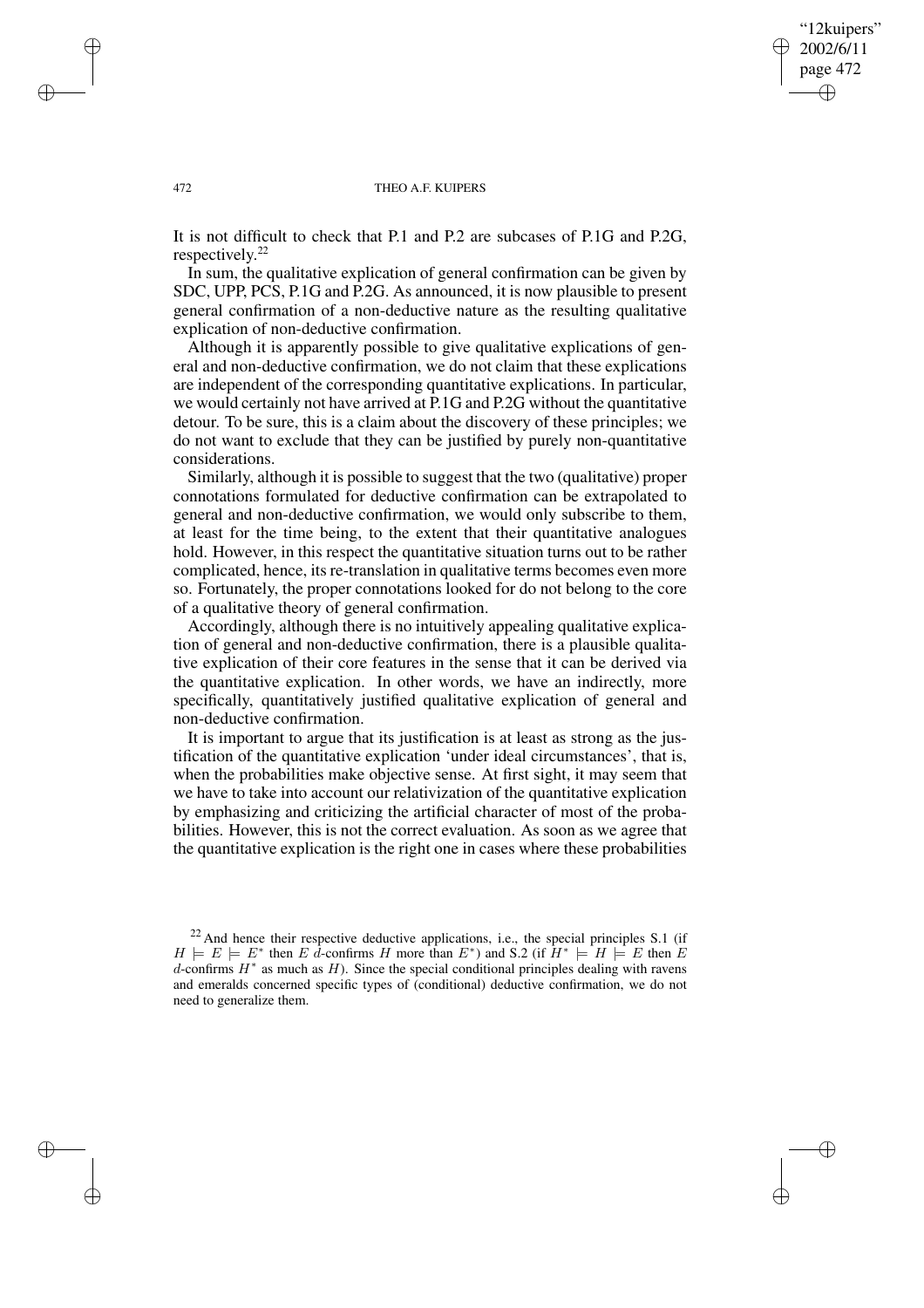It is not difficult to check that P.1 and P.2 are subcases of P.1G and P.2G, respectively.[22]

In sum, the qualitative explication of general confirmation can be given by SDC, UPP, PCS, P.1G and P.2G. As announced, it is now plausible to present general confirmation of a non-deductive nature as the resulting qualitative explication of non-deductive confirmation.

Although it is apparently possible to give qualitative explications of general and non-deductive confirmation, we do not claim that these explications are independent of the corresponding quantitative explications. In particular, we would certainly not have arrived at P.1G and P.2G without the quantitative detour. To be sure, this is a claim about the discovery of these principles; we do not want to exclude that they can be justified by purely non-quantitative considerations.

Similarly, although it is possible to suggest that the two (qualitative) proper connotations formulated for deductive confirmation can be extrapolated to general and non-deductive confirmation, we would only subscribe to them, at least for the time being, to the extent that their quantitative analogues hold. However, in this respect the quantitative situation turns out to be rather complicated, hence, its re-translation in qualitative terms becomes even more so. Fortunately, the proper connotations looked for do not belong to the core of a qualitative theory of general confirmation.

Accordingly, although there is no intuitively appealing qualitative explication of general and non-deductive confirmation, there is a plausible qualitative explication of their core features in the sense that it can be derived via the quantitative explication. In other words, we have an indirectly, more specifically, quantitatively justified qualitative explication of general and non-deductive confirmation.

It is important to argue that its justification is at least as strong as the justification of the quantitative explication 'under ideal circumstances', that is, when the probabilities make objective sense. At first sight, it may seem that we have to take into account our relativization of the quantitative explication by emphasizing and criticizing the artificial character of most of the probabilities. However, this is not the correct evaluation. As soon as we agree that the quantitative explication is the right one in cases where these probabilities

[22] And hence their respective deductive applications, i.e., the special principles S.1 (if $H \models E \models E^*$ then $E$ $d$-confirms $H$ more than $E^*$) and S.2 (if $H^* \models H \models E$ then $E$ $d$-confirms $H^*$ as much as $H$). Since the special conditional principles dealing with ravens and emeralds concerned specific types of (conditional) deductive confirmation, we do not need to generalize them.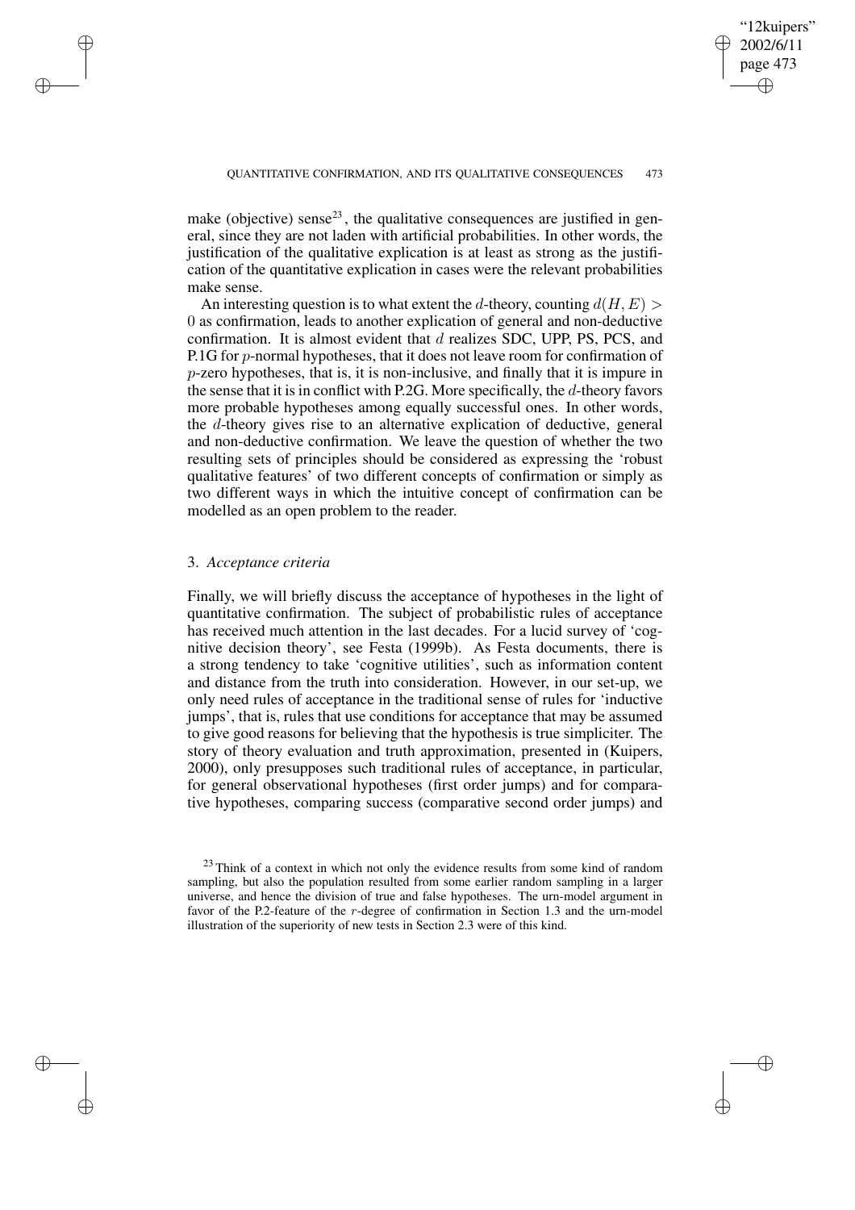make (objective) sense[23], the qualitative consequences are justified in general, since they are not laden with artificial probabilities. In other words, the justification of the qualitative explication is at least as strong as the justification of the quantitative explication in cases were the relevant probabilities make sense.

An interesting question is to what extent the $d$-theory, counting $d(H, E) > 0$ as confirmation, leads to another explication of general and non-deductive confirmation. It is almost evident that $d$ realizes SDC, UPP, PS, PCS, and P.1G for $p$-normal hypotheses, that it does not leave room for confirmation of $p$-zero hypotheses, that is, it is non-inclusive, and finally that it is impure in the sense that it is in conflict with P.2G. More specifically, the $d$-theory favors more probable hypotheses among equally successful ones. In other words, the $d$-theory gives rise to an alternative explication of deductive, general and non-deductive confirmation. We leave the question of whether the two resulting sets of principles should be considered as expressing the 'robust qualitative features' of two different concepts of confirmation or simply as two different ways in which the intuitive concept of confirmation can be modelled as an open problem to the reader.

## 3. *Acceptance criteria*

Finally, we will briefly discuss the acceptance of hypotheses in the light of quantitative confirmation. The subject of probabilistic rules of acceptance has received much attention in the last decades. For a lucid survey of 'cognitive decision theory', see Festa (1999b). As Festa documents, there is a strong tendency to take 'cognitive utilities', such as information content and distance from the truth into consideration. However, in our set-up, we only need rules of acceptance in the traditional sense of rules for 'inductive jumps', that is, rules that use conditions for acceptance that may be assumed to give good reasons for believing that the hypothesis is true simpliciter. The story of theory evaluation and truth approximation, presented in (Kuipers, 2000), only presupposes such traditional rules of acceptance, in particular, for general observational hypotheses (first order jumps) and for comparative hypotheses, comparing success (comparative second order jumps) and

---

[23] Think of a context in which not only the evidence results from some kind of random sampling, but also the population resulted from some earlier random sampling in a larger universe, and hence the division of true and false hypotheses. The urn-model argument in favor of the P.2-feature of the $r$-degree of confirmation in Section 1.3 and the urn-model illustration of the superiority of new tests in Section 2.3 were of this kind.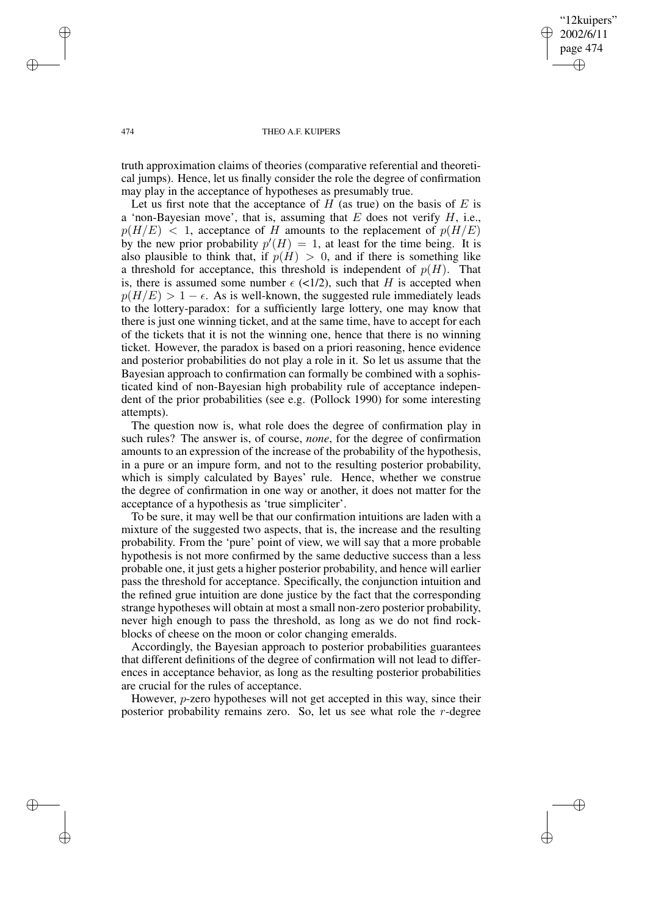truth approximation claims of theories (comparative referential and theoretical jumps). Hence, let us finally consider the role the degree of confirmation may play in the acceptance of hypotheses as presumably true.

Let us first note that the acceptance of $H$ (as true) on the basis of $E$ is a 'non-Bayesian move', that is, assuming that $E$ does not verify $H$, i.e., $p(H/E) < 1$, acceptance of $H$ amounts to the replacement of $p(H/E)$ by the new prior probability $p'(H) = 1$, at least for the time being. It is also plausible to think that, if $p(H) > 0$, and if there is something like a threshold for acceptance, this threshold is independent of $p(H)$. That is, there is assumed some number $\epsilon$ (<1/2), such that $H$ is accepted when $p(H/E) > 1 - \epsilon$. As is well-known, the suggested rule immediately leads to the lottery-paradox: for a sufficiently large lottery, one may know that there is just one winning ticket, and at the same time, have to accept for each of the tickets that it is not the winning one, hence that there is no winning ticket. However, the paradox is based on a priori reasoning, hence evidence and posterior probabilities do not play a role in it. So let us assume that the Bayesian approach to confirmation can formally be combined with a sophisticated kind of non-Bayesian high probability rule of acceptance independent of the prior probabilities (see e.g. (Pollock 1990) for some interesting attempts).

The question now is, what role does the degree of confirmation play in such rules? The answer is, of course, *none*, for the degree of confirmation amounts to an expression of the increase of the probability of the hypothesis, in a pure or an impure form, and not to the resulting posterior probability, which is simply calculated by Bayes' rule. Hence, whether we construe the degree of confirmation in one way or another, it does not matter for the acceptance of a hypothesis as 'true simpliciter'.

To be sure, it may well be that our confirmation intuitions are laden with a mixture of the suggested two aspects, that is, the increase and the resulting probability. From the 'pure' point of view, we will say that a more probable hypothesis is not more confirmed by the same deductive success than a less probable one, it just gets a higher posterior probability, and hence will earlier pass the threshold for acceptance. Specifically, the conjunction intuition and the refined grue intuition are done justice by the fact that the corresponding strange hypotheses will obtain at most a small non-zero posterior probability, never high enough to pass the threshold, as long as we do not find rock-blocks of cheese on the moon or color changing emeralds.

Accordingly, the Bayesian approach to posterior probabilities guarantees that different definitions of the degree of confirmation will not lead to differences in acceptance behavior, as long as the resulting posterior probabilities are crucial for the rules of acceptance.

However, $p$-zero hypotheses will not get accepted in this way, since their posterior probability remains zero. So, let us see what role the $r$-degree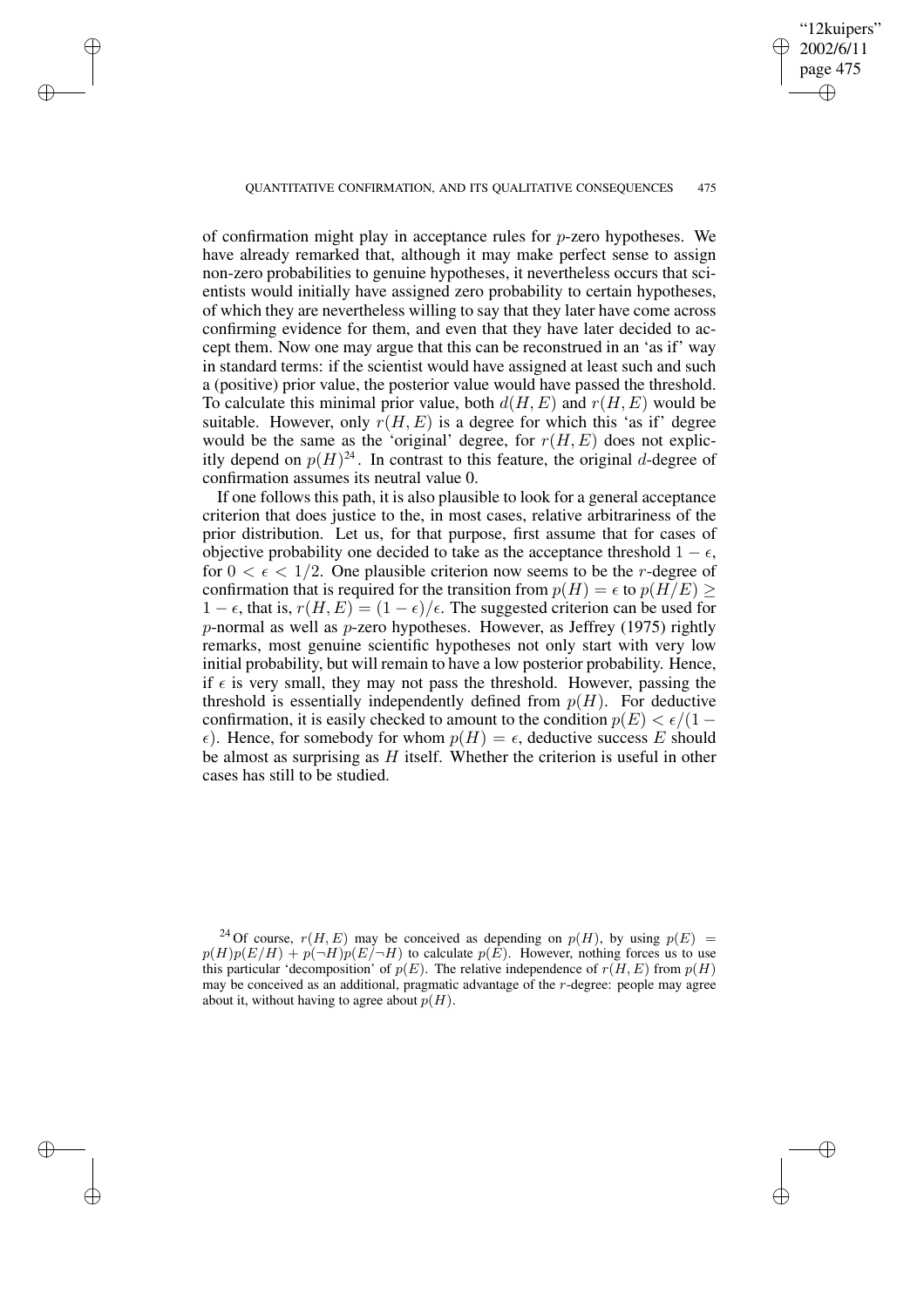of confirmation might play in acceptance rules for $p$-zero hypotheses. We have already remarked that, although it may make perfect sense to assign non-zero probabilities to genuine hypotheses, it nevertheless occurs that scientists would initially have assigned zero probability to certain hypotheses, of which they are nevertheless willing to say that they later have come across confirming evidence for them, and even that they have later decided to accept them. Now one may argue that this can be reconstrued in an 'as if' way in standard terms: if the scientist would have assigned at least such and such a (positive) prior value, the posterior value would have passed the threshold. To calculate this minimal prior value, both $d(H, E)$ and $r(H, E)$ would be suitable. However, only $r(H, E)$ is a degree for which this 'as if' degree would be the same as the 'original' degree, for $r(H, E)$ does not explicitly depend on $p(H)$[24]. In contrast to this feature, the original $d$-degree of confirmation assumes its neutral value 0.

If one follows this path, it is also plausible to look for a general acceptance criterion that does justice to the, in most cases, relative arbitrariness of the prior distribution. Let us, for that purpose, first assume that for cases of objective probability one decided to take as the acceptance threshold $1 - \epsilon$, for $0 < \epsilon < 1/2$. One plausible criterion now seems to be the $r$-degree of confirmation that is required for the transition from $p(H) = \epsilon$ to $p(H/E) \geq 1 - \epsilon$, that is, $r(H, E) = (1 - \epsilon)/\epsilon$. The suggested criterion can be used for $p$-normal as well as $p$-zero hypotheses. However, as Jeffrey (1975) rightly remarks, most genuine scientific hypotheses not only start with very low initial probability, but will remain to have a low posterior probability. Hence, if $\epsilon$ is very small, they may not pass the threshold. However, passing the threshold is essentially independently defined from $p(H)$. For deductive confirmation, it is easily checked to amount to the condition $p(E) < \epsilon/(1 - \epsilon)$. Hence, for somebody for whom $p(H) = \epsilon$, deductive success $E$ should be almost as surprising as $H$ itself. Whether the criterion is useful in other cases has still to be studied.

---

[24] Of course, $r(H, E)$ may be conceived as depending on $p(H)$, by using $p(E) = p(H)p(E/H) + p(\neg H)p(E/\neg H)$ to calculate $p(E)$. However, nothing forces us to use this particular 'decomposition' of $p(E)$. The relative independence of $r(H, E)$ from $p(H)$ may be conceived as an additional, pragmatic advantage of the $r$-degree: people may agree about it, without having to agree about $p(H)$.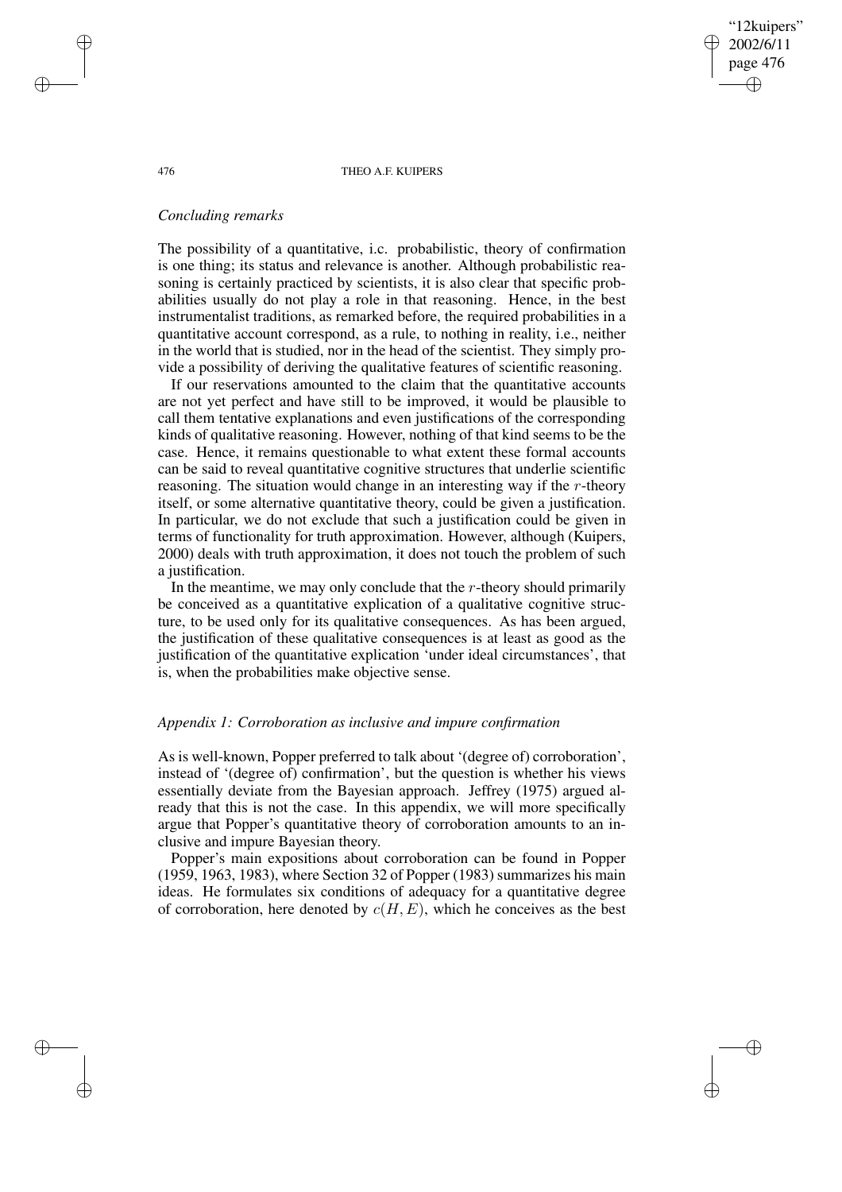*Concluding remarks*

The possibility of a quantitative, i.c. probabilistic, theory of confirmation is one thing; its status and relevance is another. Although probabilistic reasoning is certainly practiced by scientists, it is also clear that specific probabilities usually do not play a role in that reasoning. Hence, in the best instrumentalist traditions, as remarked before, the required probabilities in a quantitative account correspond, as a rule, to nothing in reality, i.e., neither in the world that is studied, nor in the head of the scientist. They simply provide a possibility of deriving the qualitative features of scientific reasoning.

If our reservations amounted to the claim that the quantitative accounts are not yet perfect and have still to be improved, it would be plausible to call them tentative explanations and even justifications of the corresponding kinds of qualitative reasoning. However, nothing of that kind seems to be the case. Hence, it remains questionable to what extent these formal accounts can be said to reveal quantitative cognitive structures that underlie scientific reasoning. The situation would change in an interesting way if the $r$-theory itself, or some alternative quantitative theory, could be given a justification. In particular, we do not exclude that such a justification could be given in terms of functionality for truth approximation. However, although (Kuipers, 2000) deals with truth approximation, it does not touch the problem of such a justification.

In the meantime, we may only conclude that the $r$-theory should primarily be conceived as a quantitative explication of a qualitative cognitive structure, to be used only for its qualitative consequences. As has been argued, the justification of these qualitative consequences is at least as good as the justification of the quantitative explication 'under ideal circumstances', that is, when the probabilities make objective sense.

*Appendix 1: Corroboration as inclusive and impure confirmation*

As is well-known, Popper preferred to talk about '(degree of) corroboration', instead of '(degree of) confirmation', but the question is whether his views essentially deviate from the Bayesian approach. Jeffrey (1975) argued already that this is not the case. In this appendix, we will more specifically argue that Popper's quantitative theory of corroboration amounts to an inclusive and impure Bayesian theory.

Popper's main expositions about corroboration can be found in Popper (1959, 1963, 1983), where Section 32 of Popper (1983) summarizes his main ideas. He formulates six conditions of adequacy for a quantitative degree of corroboration, here denoted by $c(H, E)$, which he conceives as the best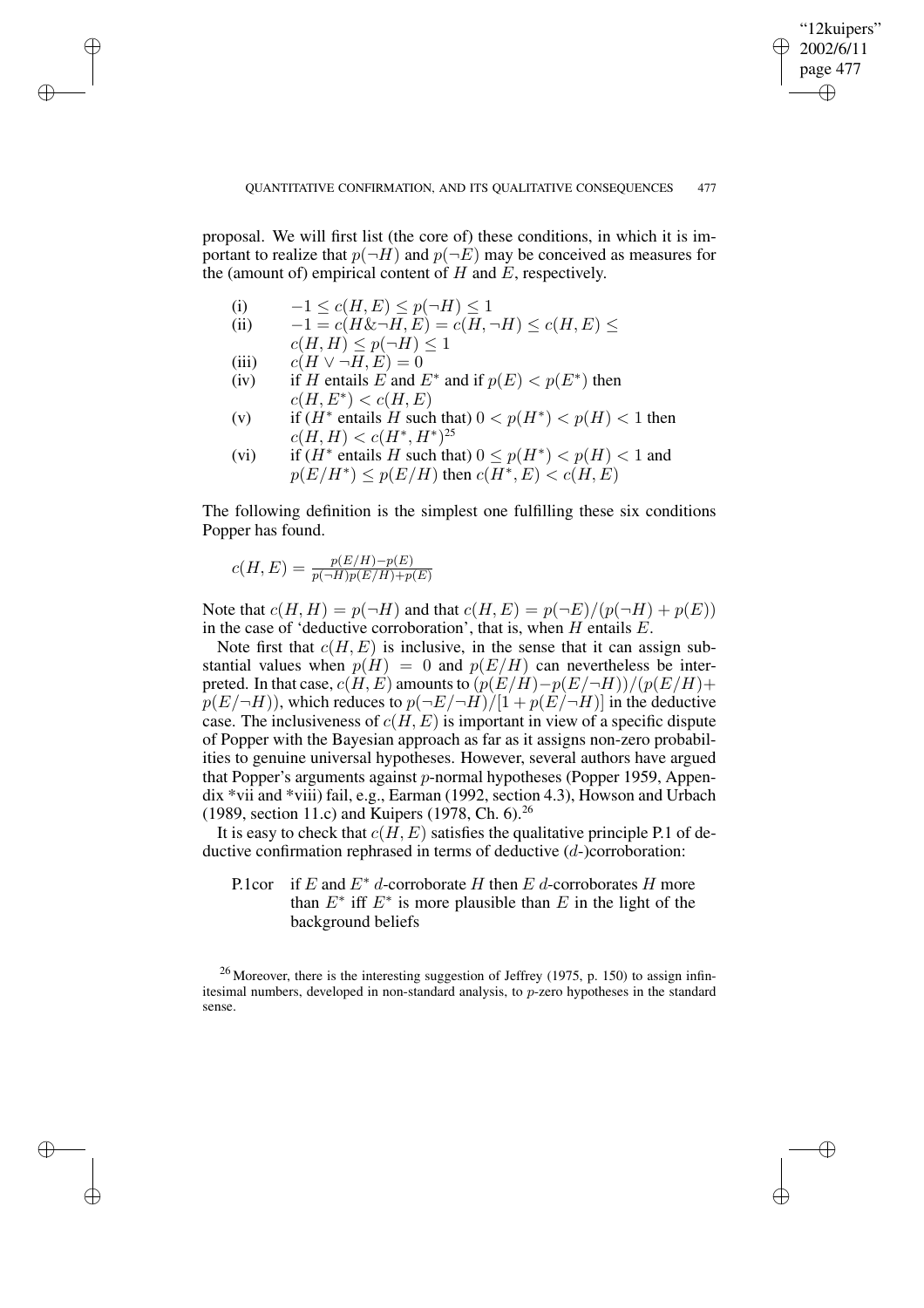proposal. We will first list (the core of) these conditions, in which it is important to realize that $p(\neg H)$ and $p(\neg E)$ may be conceived as measures for the (amount of) empirical content of $H$ and $E$, respectively.

(i) $-1 \leq c(H, E) \leq p(\neg H) \leq 1$

(ii) $-1 = c(H \& \neg H, E) = c(H, \neg H) \leq c(H, E) \leq c(H, H) \leq p(\neg H) \leq 1$

(iii) $c(H \vee \neg H, E) = 0$

(iv) if $H$ entails $E$ and $E^*$ and if $p(E) < p(E^*)$ then $c(H, E^*) < c(H, E)$

(v) if ($H^*$ entails $H$ such that) $0 < p(H^*) < p(H) < 1$ then $c(H, H) < c(H^*, H^*)$[25]

(vi) if ($H^*$ entails $H$ such that) $0 \leq p(H^*) < p(H) < 1$ and $p(E/H^*) \leq p(E/H)$ then $c(H^*, E) < c(H, E)$

The following definition is the simplest one fulfilling these six conditions Popper has found.

$$c(H, E) = \frac{p(E/H) - p(E)}{p(\neg H)p(E/H) + p(E)}$$

Note that $c(H, H) = p(\neg H)$ and that $c(H, E) = p(\neg E)/(p(\neg H) + p(E))$ in the case of 'deductive corroboration', that is, when $H$ entails $E$.

Note first that $c(H, E)$ is inclusive, in the sense that it can assign substantial values when $p(H) = 0$ and $p(E/H)$ can nevertheless be interpreted. In that case, $c(H, E)$ amounts to $(p(E/H) - p(E/\neg H))/(p(E/H) + p(E/\neg H))$, which reduces to $p(\neg E/\neg H)/[1 + p(E/\neg H)]$ in the deductive case. The inclusiveness of $c(H, E)$ is important in view of a specific dispute of Popper with the Bayesian approach as far as it assigns non-zero probabilities to genuine universal hypotheses. However, several authors have argued that Popper's arguments against $p$-normal hypotheses (Popper 1959, Appendix *vii and *viii) fail, e.g., Earman (1992, section 4.3), Howson and Urbach (1989, section 11.c) and Kuipers (1978, Ch. 6).[26]

It is easy to check that $c(H, E)$ satisfies the qualitative principle P.1 of deductive confirmation rephrased in terms of deductive ($d$-)corroboration:

P.1cor if $E$ and $E^*$ $d$-corroborate $H$ then $E$ $d$-corroborates $H$ more than $E^*$ iff $E^*$ is more plausible than $E$ in the light of the background beliefs

[26] Moreover, there is the interesting suggestion of Jeffrey (1975, p. 150) to assign infinitesimal numbers, developed in non-standard analysis, to $p$-zero hypotheses in the standard sense.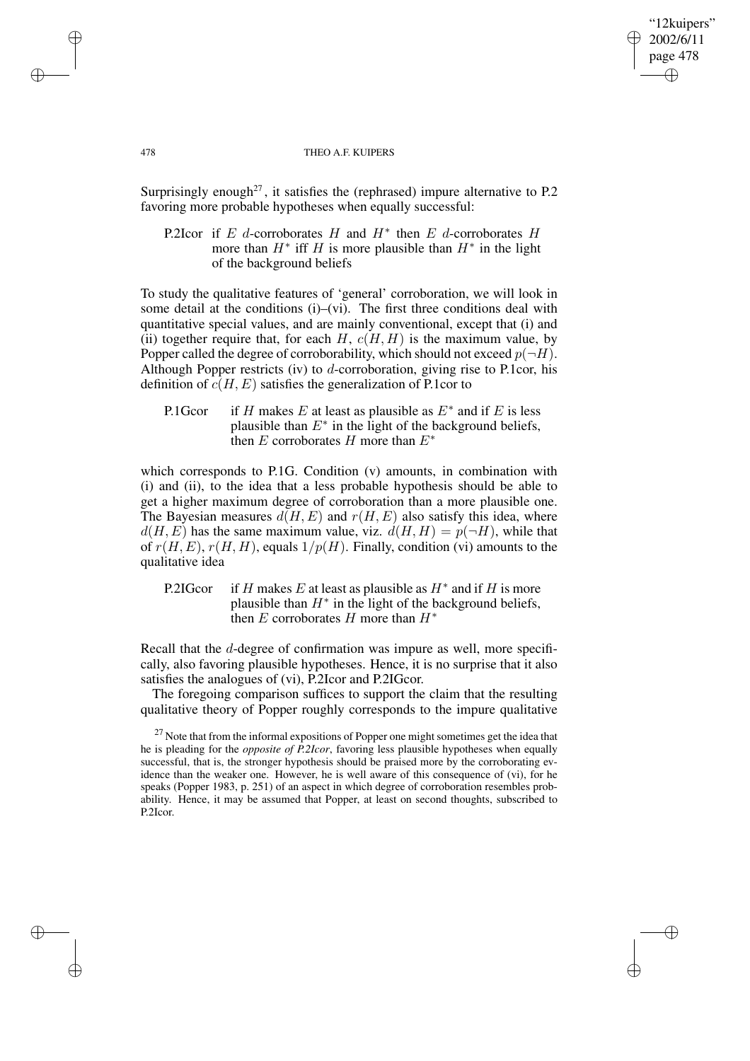Surprisingly enough[27], it satisfies the (rephrased) impure alternative to P.2 favoring more probable hypotheses when equally successful:

P.2Icor if $E$ $d$-corroborates $H$ and $H^*$ then $E$ $d$-corroborates $H$ more than $H^*$ iff $H$ is more plausible than $H^*$ in the light of the background beliefs

To study the qualitative features of 'general' corroboration, we will look in some detail at the conditions (i)–(vi). The first three conditions deal with quantitative special values, and are mainly conventional, except that (i) and (ii) together require that, for each $H$, $c(H, H)$ is the maximum value, by Popper called the degree of corroborability, which should not exceed $p(\neg H)$. Although Popper restricts (iv) to $d$-corroboration, giving rise to P.1cor, his definition of $c(H, E)$ satisfies the generalization of P.1cor to

P.1Gcor if $H$ makes $E$ at least as plausible as $E^*$ and if $E$ is less plausible than $E^*$ in the light of the background beliefs, then $E$ corroborates $H$ more than $E^*$

which corresponds to P.1G. Condition (v) amounts, in combination with (i) and (ii), to the idea that a less probable hypothesis should be able to get a higher maximum degree of corroboration than a more plausible one. The Bayesian measures $d(H, E)$ and $r(H, E)$ also satisfy this idea, where $d(H, E)$ has the same maximum value, viz. $d(H, H) = p(\neg H)$, while that of $r(H, E)$, $r(H, H)$, equals $1/p(H)$. Finally, condition (vi) amounts to the qualitative idea

P.2IGcor if $H$ makes $E$ at least as plausible as $H^*$ and if $H$ is more plausible than $H^*$ in the light of the background beliefs, then $E$ corroborates $H$ more than $H^*$

Recall that the $d$-degree of confirmation was impure as well, more specifically, also favoring plausible hypotheses. Hence, it is no surprise that it also satisfies the analogues of (vi), P.2Icor and P.2IGcor.

The foregoing comparison suffices to support the claim that the resulting qualitative theory of Popper roughly corresponds to the impure qualitative

[27] Note that from the informal expositions of Popper one might sometimes get the idea that he is pleading for the *opposite of P.2Icor*, favoring less plausible hypotheses when equally successful, that is, the stronger hypothesis should be praised more by the corroborating evidence than the weaker one. However, he is well aware of this consequence of (vi), for he speaks (Popper 1983, p. 251) of an aspect in which degree of corroboration resembles probability. Hence, it may be assumed that Popper, at least on second thoughts, subscribed to P.2Icor.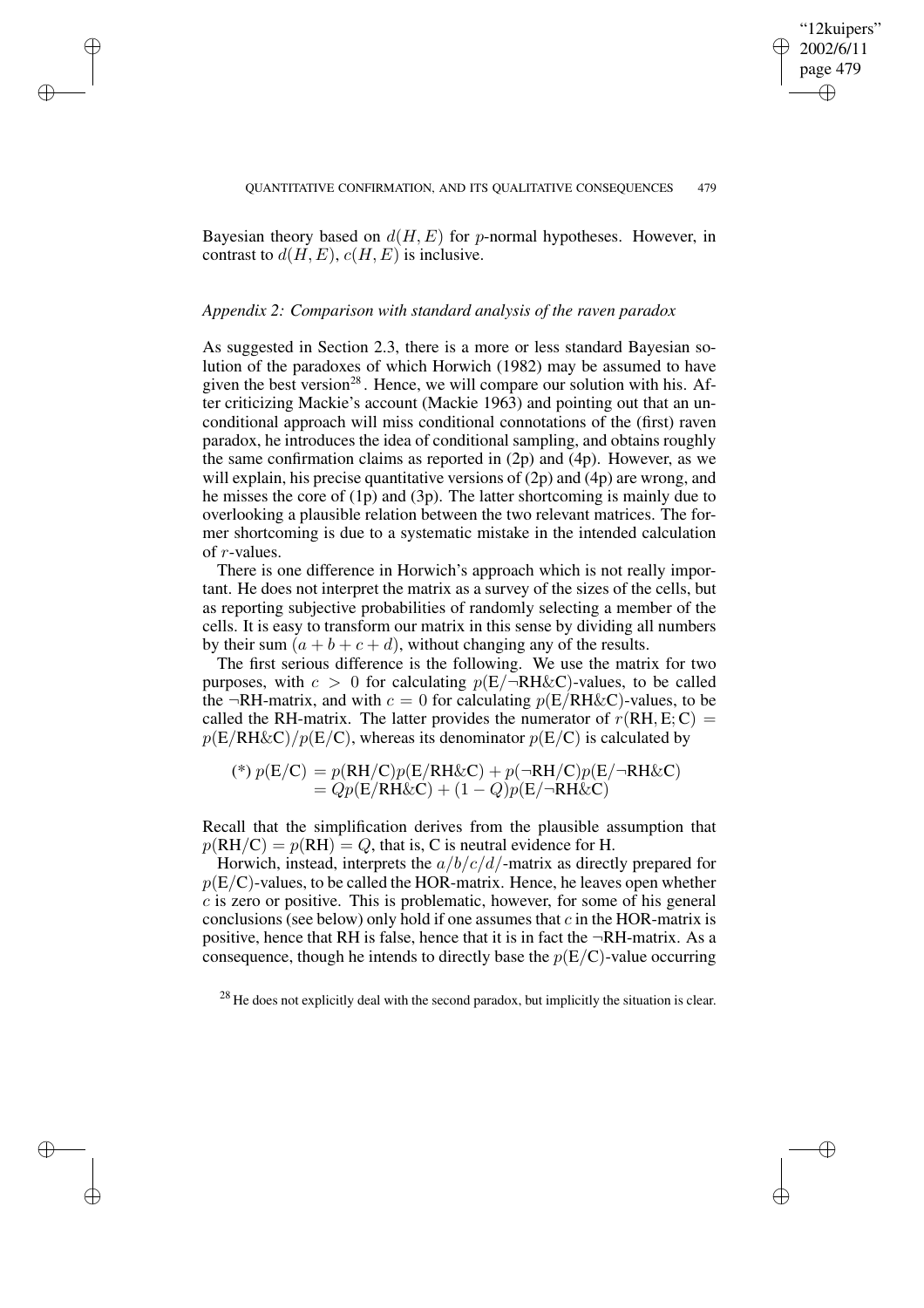Bayesian theory based on $d(H, E)$ for $p$-normal hypotheses. However, in contrast to $d(H, E)$, $c(H, E)$ is inclusive.

### *Appendix 2: Comparison with standard analysis of the raven paradox*

As suggested in Section 2.3, there is a more or less standard Bayesian solution of the paradoxes of which Horwich (1982) may be assumed to have given the best version[28]. Hence, we will compare our solution with his. After criticizing Mackie's account (Mackie 1963) and pointing out that an unconditional approach will miss conditional connotations of the (first) raven paradox, he introduces the idea of conditional sampling, and obtains roughly the same confirmation claims as reported in (2p) and (4p). However, as we will explain, his precise quantitative versions of (2p) and (4p) are wrong, and he misses the core of (1p) and (3p). The latter shortcoming is mainly due to overlooking a plausible relation between the two relevant matrices. The former shortcoming is due to a systematic mistake in the intended calculation of $r$-values.

There is one difference in Horwich's approach which is not really important. He does not interpret the matrix as a survey of the sizes of the cells, but as reporting subjective probabilities of randomly selecting a member of the cells. It is easy to transform our matrix in this sense by dividing all numbers by their sum $(a + b + c + d)$, without changing any of the results.

The first serious difference is the following. We use the matrix for two purposes, with $c > 0$ for calculating $p(\mathrm{E}/\neg\mathrm{RH}\&\mathrm{C})$-values, to be called the $\neg$RH-matrix, and with $c = 0$ for calculating $p(\mathrm{E}/\mathrm{RH}\&\mathrm{C})$-values, to be called the RH-matrix. The latter provides the numerator of $r(\mathrm{RH}, \mathrm{E}; \mathrm{C}) = p(\mathrm{E}/\mathrm{RH}\&\mathrm{C})/p(\mathrm{E}/\mathrm{C})$, whereas its denominator $p(\mathrm{E}/\mathrm{C})$ is calculated by

$$
\begin{aligned}
(*)\ p(\mathrm{E}/\mathrm{C}) &= p(\mathrm{RH}/\mathrm{C})p(\mathrm{E}/\mathrm{RH}\&\mathrm{C}) + p(\neg\mathrm{RH}/\mathrm{C})p(\mathrm{E}/\neg\mathrm{RH}\&\mathrm{C}) \\
&= Qp(\mathrm{E}/\mathrm{RH}\&\mathrm{C}) + (1 - Q)p(\mathrm{E}/\neg\mathrm{RH}\&\mathrm{C})
\end{aligned}
$$

Recall that the simplification derives from the plausible assumption that $p(\mathrm{RH}/\mathrm{C}) = p(\mathrm{RH}) = Q$, that is, C is neutral evidence for H.

Horwich, instead, interprets the $a/b/c/d/$-matrix as directly prepared for $p(\mathrm{E}/\mathrm{C})$-values, to be called the HOR-matrix. Hence, he leaves open whether $c$ is zero or positive. This is problematic, however, for some of his general conclusions (see below) only hold if one assumes that $c$ in the HOR-matrix is positive, hence that RH is false, hence that it is in fact the $\neg$RH-matrix. As a consequence, though he intends to directly base the $p(\mathrm{E}/\mathrm{C})$-value occurring

[28] He does not explicitly deal with the second paradox, but implicitly the situation is clear.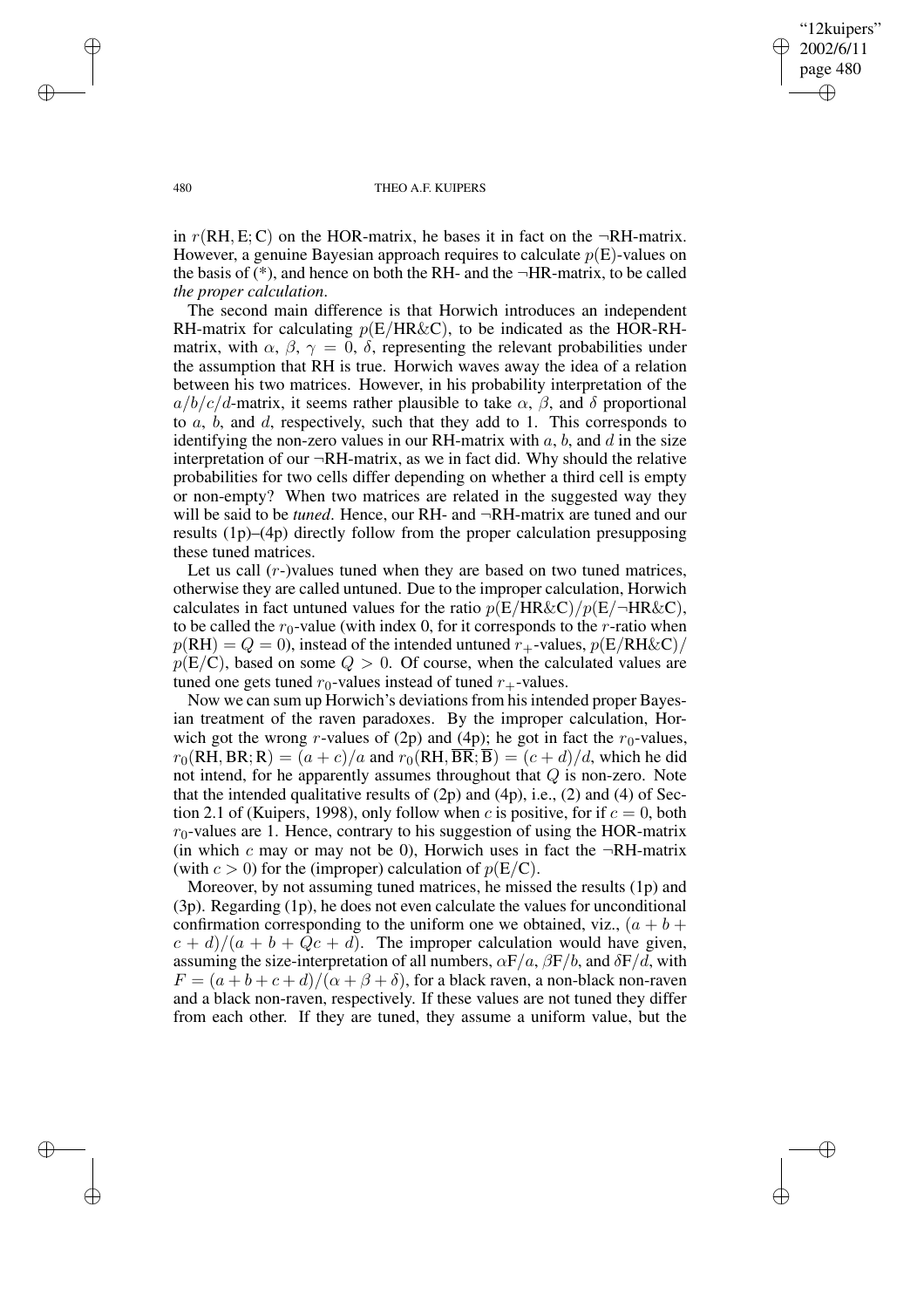in $r(\text{RH}, \text{E}; \text{C})$ on the HOR-matrix, he bases it in fact on the ¬RH-matrix. However, a genuine Bayesian approach requires to calculate $p(\text{E})$-values on the basis of (*), and hence on both the RH- and the ¬HR-matrix, to be called *the proper calculation*.

The second main difference is that Horwich introduces an independent RH-matrix for calculating $p(\text{E}/\text{HR}\&\text{C})$, to be indicated as the HOR-RH-matrix, with $\alpha$, $\beta$, $\gamma = 0$, $\delta$, representing the relevant probabilities under the assumption that RH is true. Horwich waves away the idea of a relation between his two matrices. However, in his probability interpretation of the $a/b/c/d$-matrix, it seems rather plausible to take $\alpha$, $\beta$, and $\delta$ proportional to $a$, $b$, and $d$, respectively, such that they add to 1. This corresponds to identifying the non-zero values in our RH-matrix with $a$, $b$, and $d$ in the size interpretation of our ¬RH-matrix, as we in fact did. Why should the relative probabilities for two cells differ depending on whether a third cell is empty or non-empty? When two matrices are related in the suggested way they will be said to be *tuned*. Hence, our RH- and ¬RH-matrix are tuned and our results (1p)–(4p) directly follow from the proper calculation presupposing these tuned matrices.

Let us call ($r$-)values tuned when they are based on two tuned matrices, otherwise they are called untuned. Due to the improper calculation, Horwich calculates in fact untuned values for the ratio $p(\text{E}/\text{HR}\&\text{C})/p(\text{E}/\neg\text{HR}\&\text{C})$, to be called the $r_0$-value (with index 0, for it corresponds to the $r$-ratio when $p(\text{RH}) = Q = 0$), instead of the intended untuned $r_+$-values, $p(\text{E}/\text{RH}\&\text{C})/p(\text{E}/\text{C})$, based on some $Q > 0$. Of course, when the calculated values are tuned one gets tuned $r_0$-values instead of tuned $r_+$-values.

Now we can sum up Horwich's deviations from his intended proper Bayesian treatment of the raven paradoxes. By the improper calculation, Horwich got the wrong $r$-values of (2p) and (4p); he got in fact the $r_0$-values, $r_0(\text{RH}, \text{BR}; \text{R}) = (a + c)/a$ and $r_0(\text{RH}, \overline{\text{BR}}; \overline{\text{B}}) = (c + d)/d$, which he did not intend, for he apparently assumes throughout that $Q$ is non-zero. Note that the intended qualitative results of (2p) and (4p), i.e., (2) and (4) of Section 2.1 of (Kuipers, 1998), only follow when $c$ is positive, for if $c = 0$, both $r_0$-values are 1. Hence, contrary to his suggestion of using the HOR-matrix (in which $c$ may or may not be 0), Horwich uses in fact the ¬RH-matrix (with $c > 0$) for the (improper) calculation of $p(\text{E}/\text{C})$.

Moreover, by not assuming tuned matrices, he missed the results (1p) and (3p). Regarding (1p), he does not even calculate the values for unconditional confirmation corresponding to the uniform one we obtained, viz., $(a + b + c + d)/(a + b + Qc + d)$. The improper calculation would have given, assuming the size-interpretation of all numbers, $\alpha\text{F}/a$, $\beta\text{F}/b$, and $\delta\text{F}/d$, with $F = (a + b + c + d)/(\alpha + \beta + \delta)$, for a black raven, a non-black non-raven and a black non-raven, respectively. If these values are not tuned they differ from each other. If they are tuned, they assume a uniform value, but the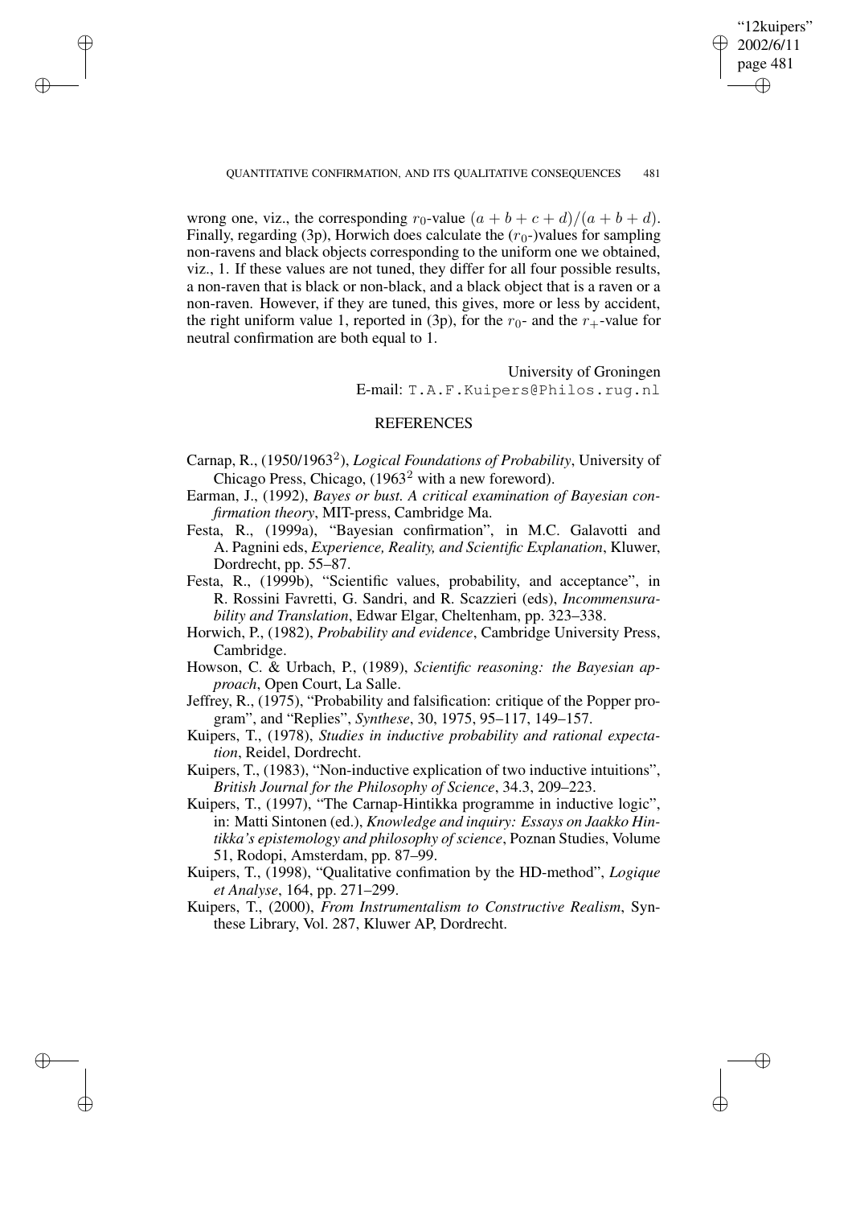wrong one, viz., the corresponding $r_0$-value $(a + b + c + d)/(a + b + d)$. Finally, regarding (3p), Horwich does calculate the ($r_0$-)values for sampling non-ravens and black objects corresponding to the uniform one we obtained, viz., 1. If these values are not tuned, they differ for all four possible results, a non-raven that is black or non-black, and a black object that is a raven or a non-raven. However, if they are tuned, this gives, more or less by accident, the right uniform value 1, reported in (3p), for the $r_0$- and the $r_+$-value for neutral confirmation are both equal to 1.

University of Groningen
E-mail: T.A.F.Kuipers@Philos.rug.nl

## REFERENCES

Carnap, R., (1950/1963[2]), *Logical Foundations of Probability*, University of Chicago Press, Chicago, (1963[2] with a new foreword).

Earman, J., (1992), *Bayes or bust. A critical examination of Bayesian confirmation theory*, MIT-press, Cambridge Ma.

Festa, R., (1999a), "Bayesian confirmation", in M.C. Galavotti and A. Pagnini eds, *Experience, Reality, and Scientific Explanation*, Kluwer, Dordrecht, pp. 55–87.

Festa, R., (1999b), "Scientific values, probability, and acceptance", in R. Rossini Favretti, G. Sandri, and R. Scazzieri (eds), *Incommensurability and Translation*, Edwar Elgar, Cheltenham, pp. 323–338.

Horwich, P., (1982), *Probability and evidence*, Cambridge University Press, Cambridge.

Howson, C. & Urbach, P., (1989), *Scientific reasoning: the Bayesian approach*, Open Court, La Salle.

Jeffrey, R., (1975), "Probability and falsification: critique of the Popper program", and "Replies", *Synthese*, 30, 1975, 95–117, 149–157.

Kuipers, T., (1978), *Studies in inductive probability and rational expectation*, Reidel, Dordrecht.

Kuipers, T., (1983), "Non-inductive explication of two inductive intuitions", *British Journal for the Philosophy of Science*, 34.3, 209–223.

Kuipers, T., (1997), "The Carnap-Hintikka programme in inductive logic", in: Matti Sintonen (ed.), *Knowledge and inquiry: Essays on Jaakko Hintikka's epistemology and philosophy of science*, Poznan Studies, Volume 51, Rodopi, Amsterdam, pp. 87–99.

Kuipers, T., (1998), "Qualitative confimation by the HD-method", *Logique et Analyse*, 164, pp. 271–299.

Kuipers, T., (2000), *From Instrumentalism to Constructive Realism*, Synthese Library, Vol. 287, Kluwer AP, Dordrecht.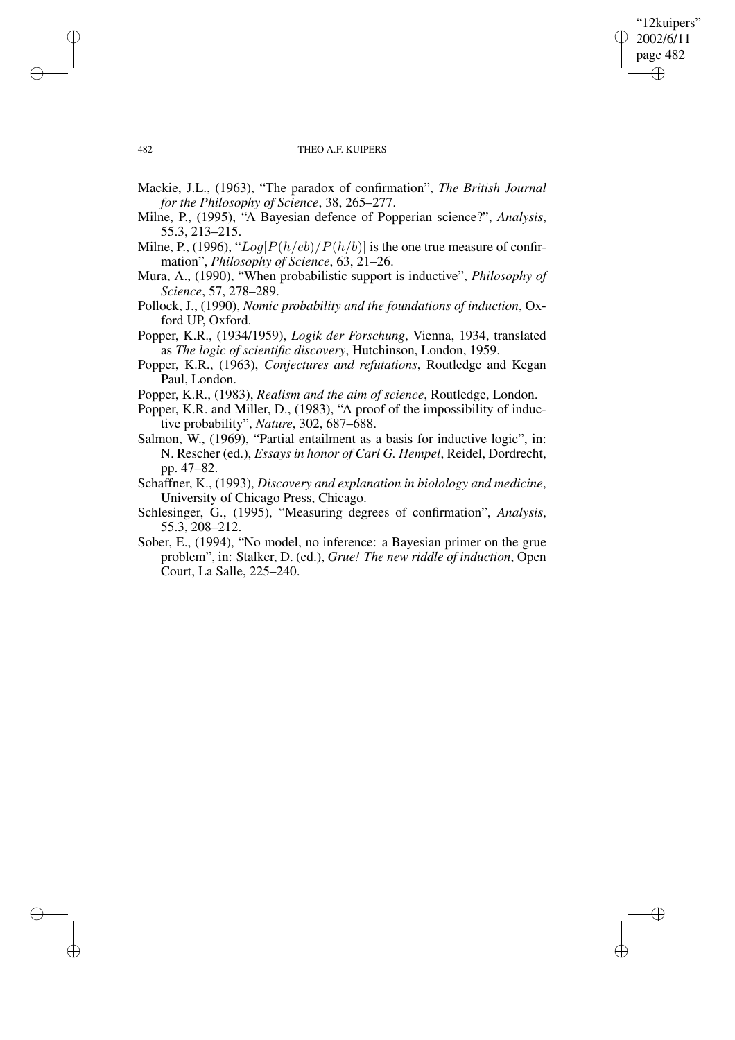Mackie, J.L., (1963), "The paradox of confirmation", *The British Journal for the Philosophy of Science*, 38, 265–277.

Milne, P., (1995), "A Bayesian defence of Popperian science?", *Analysis*, 55.3, 213–215.

Milne, P., (1996), "$Log[P(h/eb)/P(h/b)]$ is the one true measure of confirmation", *Philosophy of Science*, 63, 21–26.

Mura, A., (1990), "When probabilistic support is inductive", *Philosophy of Science*, 57, 278–289.

Pollock, J., (1990), *Nomic probability and the foundations of induction*, Oxford UP, Oxford.

Popper, K.R., (1934/1959), *Logik der Forschung*, Vienna, 1934, translated as *The logic of scientific discovery*, Hutchinson, London, 1959.

Popper, K.R., (1963), *Conjectures and refutations*, Routledge and Kegan Paul, London.

Popper, K.R., (1983), *Realism and the aim of science*, Routledge, London.

Popper, K.R. and Miller, D., (1983), "A proof of the impossibility of inductive probability", *Nature*, 302, 687–688.

Salmon, W., (1969), "Partial entailment as a basis for inductive logic", in: N. Rescher (ed.), *Essays in honor of Carl G. Hempel*, Reidel, Dordrecht, pp. 47–82.

Schaffner, K., (1993), *Discovery and explanation in biolology and medicine*, University of Chicago Press, Chicago.

Schlesinger, G., (1995), "Measuring degrees of confirmation", *Analysis*, 55.3, 208–212.

Sober, E., (1994), "No model, no inference: a Bayesian primer on the grue problem", in: Stalker, D. (ed.), *Grue! The new riddle of induction*, Open Court, La Salle, 225–240.